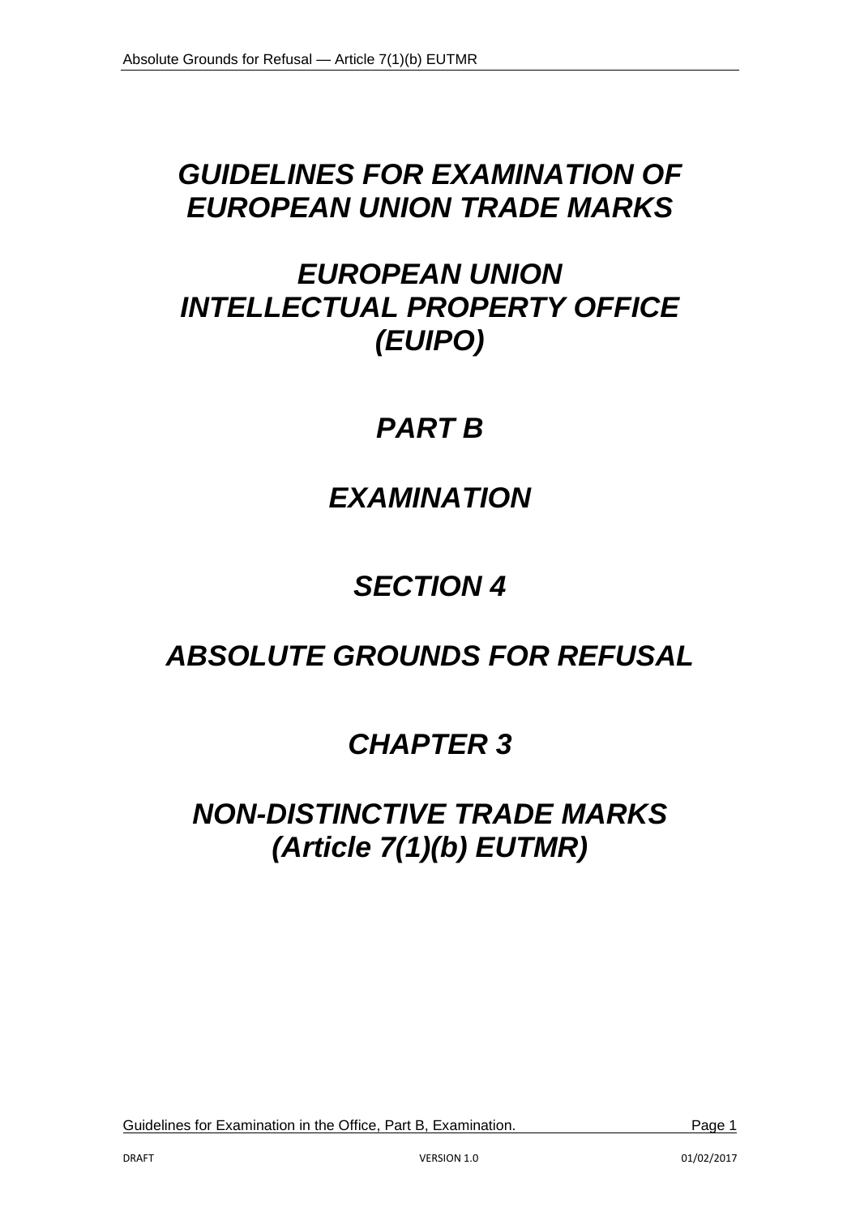# *GUIDELINES FOR EXAMINATION OF EUROPEAN UNION TRADE MARKS*

# *EUROPEAN UNION INTELLECTUAL PROPERTY OFFICE (EUIPO)*

# *PART B*

# *EXAMINATION*

# *SECTION 4*

# *ABSOLUTE GROUNDS FOR REFUSAL*

# *CHAPTER 3*

# *NON-DISTINCTIVE TRADE MARKS (Article 7(1)(b) EUTMR)*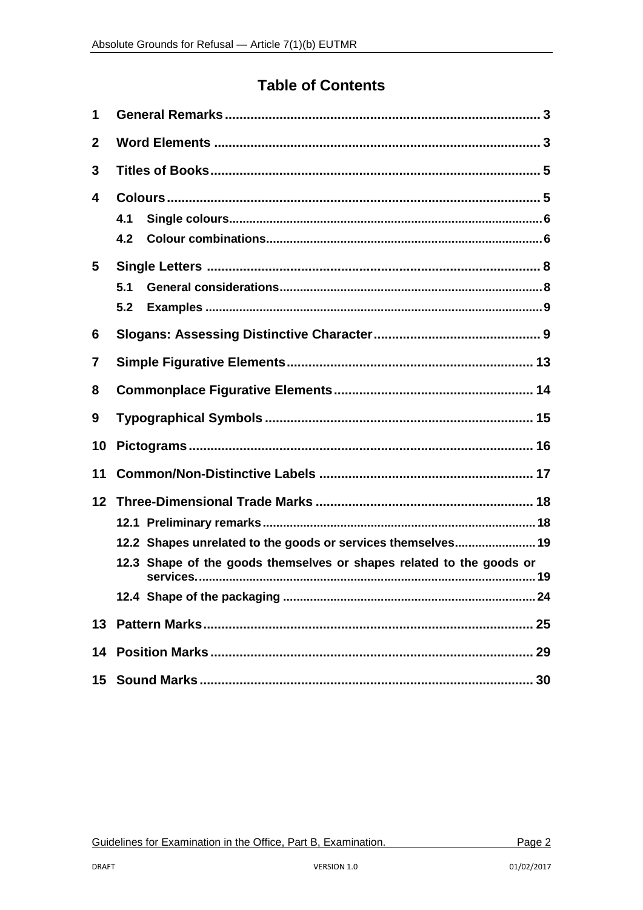# Table of Contents

1 General Remarks ........ 3

2 Word Elements ........ 3

3 Titles of Books ........ 5

4 Colours ........ 5

- 4.1 Single colours ........ 6
- 4.2 Colour combinations ........ 6

5 Single Letters ........ 8

- 5.1 General considerations ........ 8
- 5.2 Examples ........ 9

6 Slogans: Assessing Distinctive Character ........ 9

7 Simple Figurative Elements ........ 13

8 Commonplace Figurative Elements ........ 14

9 Typographical Symbols ........ 15

10 Pictograms ........ 16

11 Common/Non-Distinctive Labels ........ 17

12 Three-Dimensional Trade Marks ........ 18

- 12.1 Preliminary remarks ........ 18
- 12.2 Shapes unrelated to the goods or services themselves ........ 19
- 12.3 Shape of the goods themselves or shapes related to the goods or services. ........ 19
- 12.4 Shape of the packaging ........ 24

13 Pattern Marks ........ 25

14 Position Marks ........ 29

15 Sound Marks ........ 30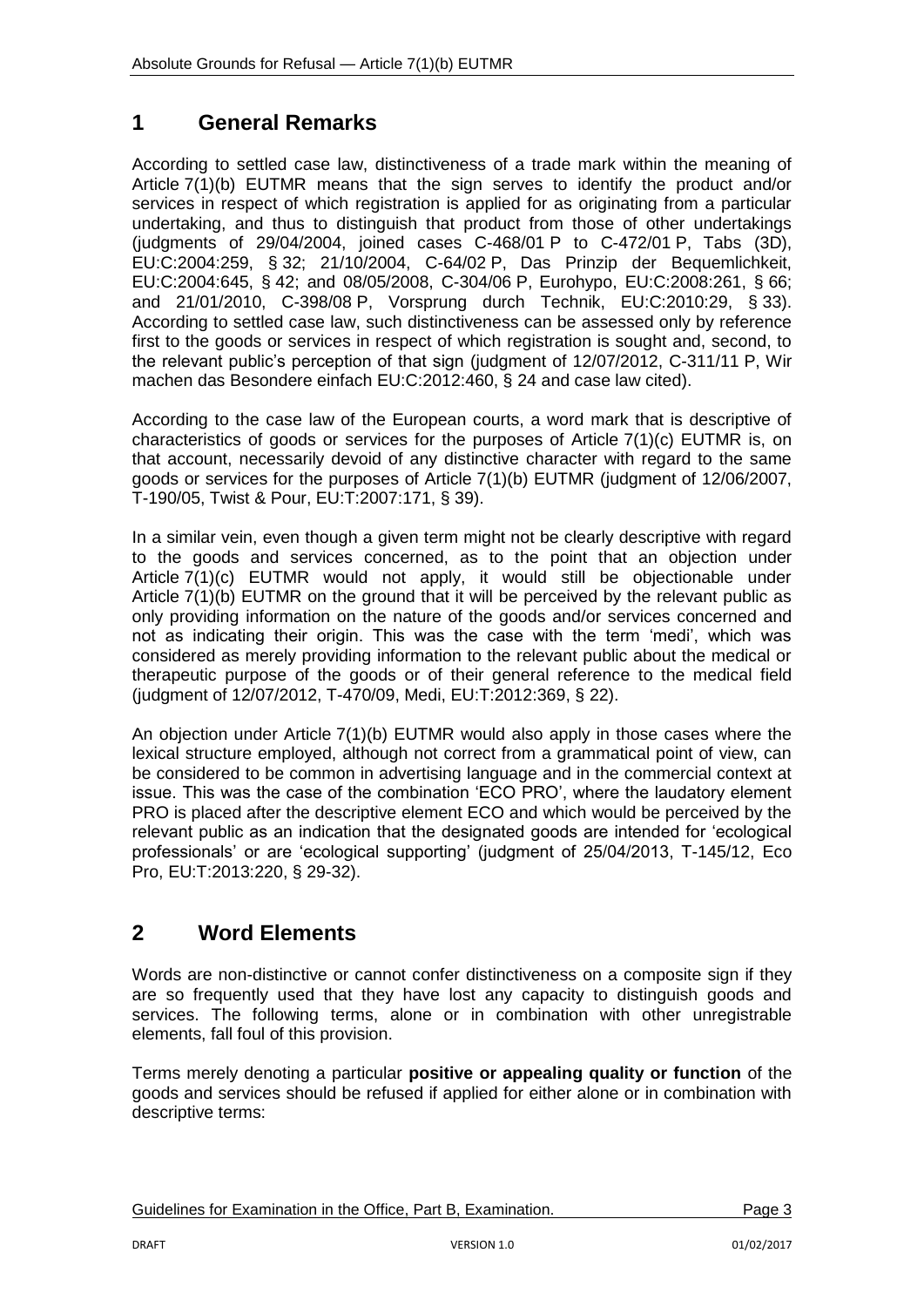# 1 General Remarks

According to settled case law, distinctiveness of a trade mark within the meaning of Article 7(1)(b) EUTMR means that the sign serves to identify the product and/or services in respect of which registration is applied for as originating from a particular undertaking, and thus to distinguish that product from those of other undertakings (judgments of 29/04/2004, joined cases C-468/01 P to C-472/01 P, Tabs (3D), EU:C:2004:259, § 32; 21/10/2004, C-64/02 P, Das Prinzip der Bequemlichkeit, EU:C:2004:645, § 42; and 08/05/2008, C-304/06 P, Eurohypo, EU:C:2008:261, § 66; and 21/01/2010, C-398/08 P, Vorsprung durch Technik, EU:C:2010:29, § 33). According to settled case law, such distinctiveness can be assessed only by reference first to the goods or services in respect of which registration is sought and, second, to the relevant public's perception of that sign (judgment of 12/07/2012, C-311/11 P, Wir machen das Besondere einfach EU:C:2012:460, § 24 and case law cited).

According to the case law of the European courts, a word mark that is descriptive of characteristics of goods or services for the purposes of Article 7(1)(c) EUTMR is, on that account, necessarily devoid of any distinctive character with regard to the same goods or services for the purposes of Article 7(1)(b) EUTMR (judgment of 12/06/2007, T-190/05, Twist & Pour, EU:T:2007:171, § 39).

In a similar vein, even though a given term might not be clearly descriptive with regard to the goods and services concerned, as to the point that an objection under Article 7(1)(c) EUTMR would not apply, it would still be objectionable under Article 7(1)(b) EUTMR on the ground that it will be perceived by the relevant public as only providing information on the nature of the goods and/or services concerned and not as indicating their origin. This was the case with the term 'medi', which was considered as merely providing information to the relevant public about the medical or therapeutic purpose of the goods or of their general reference to the medical field (judgment of 12/07/2012, T-470/09, Medi, EU:T:2012:369, § 22).

An objection under Article 7(1)(b) EUTMR would also apply in those cases where the lexical structure employed, although not correct from a grammatical point of view, can be considered to be common in advertising language and in the commercial context at issue. This was the case of the combination 'ECO PRO', where the laudatory element PRO is placed after the descriptive element ECO and which would be perceived by the relevant public as an indication that the designated goods are intended for 'ecological professionals' or are 'ecological supporting' (judgment of 25/04/2013, T-145/12, Eco Pro, EU:T:2013:220, § 29-32).

# 2 Word Elements

Words are non-distinctive or cannot confer distinctiveness on a composite sign if they are so frequently used that they have lost any capacity to distinguish goods and services. The following terms, alone or in combination with other unregistrable elements, fall foul of this provision.

Terms merely denoting a particular **positive or appealing quality or function** of the goods and services should be refused if applied for either alone or in combination with descriptive terms: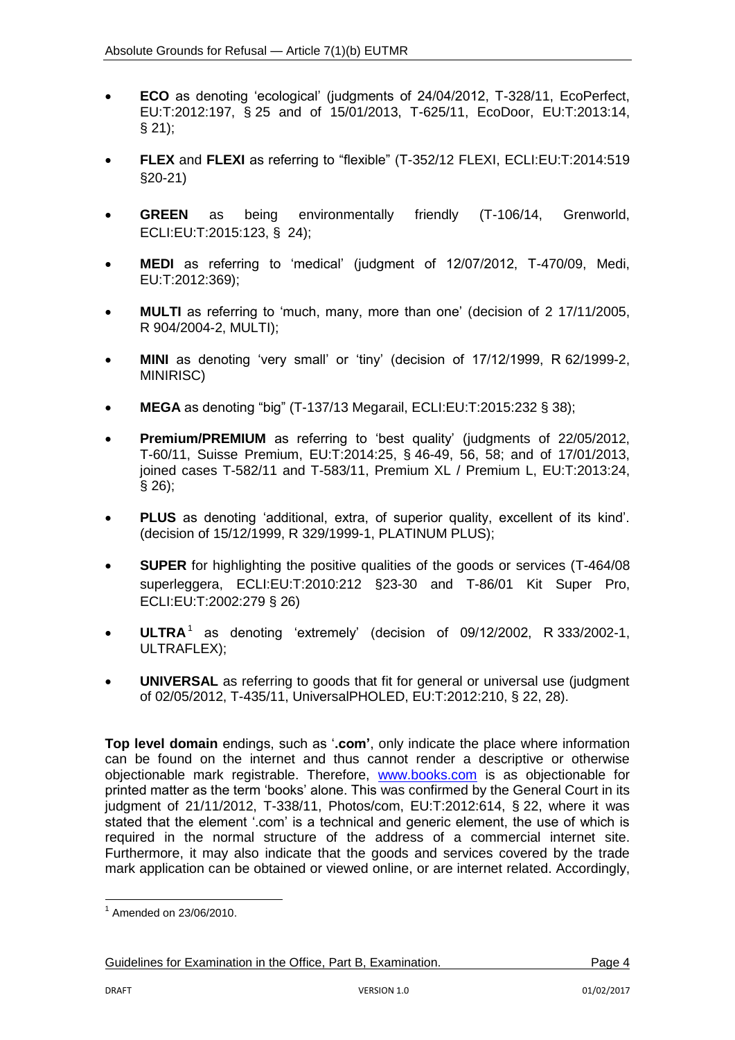- **ECO** as denoting 'ecological' (judgments of 24/04/2012, T-328/11, EcoPerfect, EU:T:2012:197, § 25 and of 15/01/2013, T-625/11, EcoDoor, EU:T:2013:14, § 21);

- **FLEX** and **FLEXI** as referring to "flexible" (T-352/12 FLEXI, ECLI:EU:T:2014:519 §20-21)

- **GREEN** as being environmentally friendly (T-106/14, Grenworld, ECLI:EU:T:2015:123, § 24);

- **MEDI** as referring to 'medical' (judgment of 12/07/2012, T-470/09, Medi, EU:T:2012:369);

- **MULTI** as referring to 'much, many, more than one' (decision of 2 17/11/2005, R 904/2004-2, MULTI);

- **MINI** as denoting 'very small' or 'tiny' (decision of 17/12/1999, R 62/1999-2, MINIRISC)

- **MEGA** as denoting "big" (T-137/13 Megarail, ECLI:EU:T:2015:232 § 38);

- **Premium/PREMIUM** as referring to 'best quality' (judgments of 22/05/2012, T-60/11, Suisse Premium, EU:T:2014:25, § 46-49, 56, 58; and of 17/01/2013, joined cases T-582/11 and T-583/11, Premium XL / Premium L, EU:T:2013:24, § 26);

- **PLUS** as denoting 'additional, extra, of superior quality, excellent of its kind'. (decision of 15/12/1999, R 329/1999-1, PLATINUM PLUS);

- **SUPER** for highlighting the positive qualities of the goods or services (T-464/08 superleggera, ECLI:EU:T:2010:212 §23-30 and T-86/01 Kit Super Pro, ECLI:EU:T:2002:279 § 26)

- **ULTRA**[1] as denoting 'extremely' (decision of 09/12/2002, R 333/2002-1, ULTRAFLEX);

- **UNIVERSAL** as referring to goods that fit for general or universal use (judgment of 02/05/2012, T-435/11, UniversalPHOLED, EU:T:2012:210, § 22, 28).

**Top level domain** endings, such as '**.com'**, only indicate the place where information can be found on the internet and thus cannot render a descriptive or otherwise objectionable mark registrable. Therefore, www.books.com is as objectionable for printed matter as the term 'books' alone. This was confirmed by the General Court in its judgment of 21/11/2012, T-338/11, Photos/com, EU:T:2012:614, § 22, where it was stated that the element '.com' is a technical and generic element, the use of which is required in the normal structure of the address of a commercial internet site. Furthermore, it may also indicate that the goods and services covered by the trade mark application can be obtained or viewed online, or are internet related. Accordingly,

[1] Amended on 23/06/2010.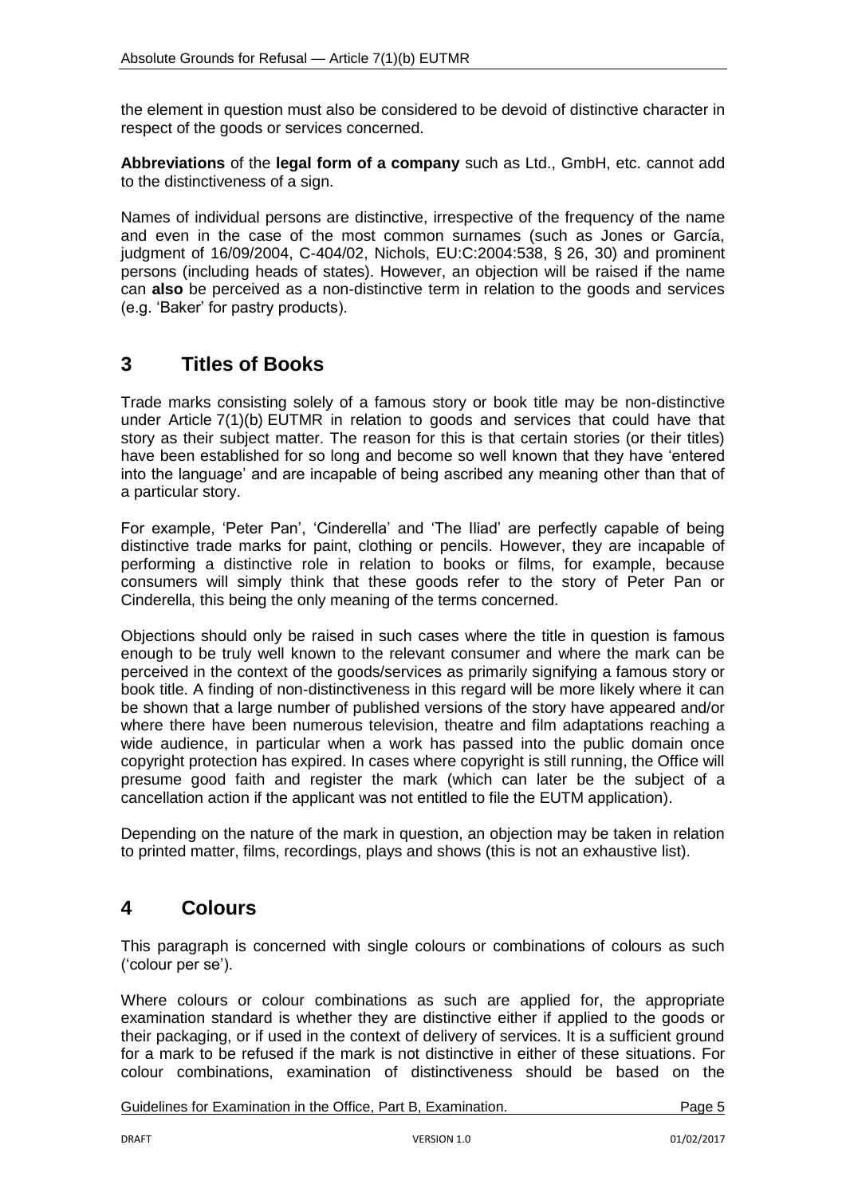the element in question must also be considered to be devoid of distinctive character in respect of the goods or services concerned.

**Abbreviations** of the **legal form of a company** such as Ltd., GmbH, etc. cannot add to the distinctiveness of a sign.

Names of individual persons are distinctive, irrespective of the frequency of the name and even in the case of the most common surnames (such as Jones or García, judgment of 16/09/2004, C-404/02, Nichols, EU:C:2004:538, § 26, 30) and prominent persons (including heads of states). However, an objection will be raised if the name can **also** be perceived as a non-distinctive term in relation to the goods and services (e.g. 'Baker' for pastry products).

## 3 Titles of Books

Trade marks consisting solely of a famous story or book title may be non-distinctive under Article 7(1)(b) EUTMR in relation to goods and services that could have that story as their subject matter. The reason for this is that certain stories (or their titles) have been established for so long and become so well known that they have 'entered into the language' and are incapable of being ascribed any meaning other than that of a particular story.

For example, 'Peter Pan', 'Cinderella' and 'The Iliad' are perfectly capable of being distinctive trade marks for paint, clothing or pencils. However, they are incapable of performing a distinctive role in relation to books or films, for example, because consumers will simply think that these goods refer to the story of Peter Pan or Cinderella, this being the only meaning of the terms concerned.

Objections should only be raised in such cases where the title in question is famous enough to be truly well known to the relevant consumer and where the mark can be perceived in the context of the goods/services as primarily signifying a famous story or book title. A finding of non-distinctiveness in this regard will be more likely where it can be shown that a large number of published versions of the story have appeared and/or where there have been numerous television, theatre and film adaptations reaching a wide audience, in particular when a work has passed into the public domain once copyright protection has expired. In cases where copyright is still running, the Office will presume good faith and register the mark (which can later be the subject of a cancellation action if the applicant was not entitled to file the EUTM application).

Depending on the nature of the mark in question, an objection may be taken in relation to printed matter, films, recordings, plays and shows (this is not an exhaustive list).

## 4 Colours

This paragraph is concerned with single colours or combinations of colours as such ('colour per se').

Where colours or colour combinations as such are applied for, the appropriate examination standard is whether they are distinctive either if applied to the goods or their packaging, or if used in the context of delivery of services. It is a sufficient ground for a mark to be refused if the mark is not distinctive in either of these situations. For colour combinations, examination of distinctiveness should be based on the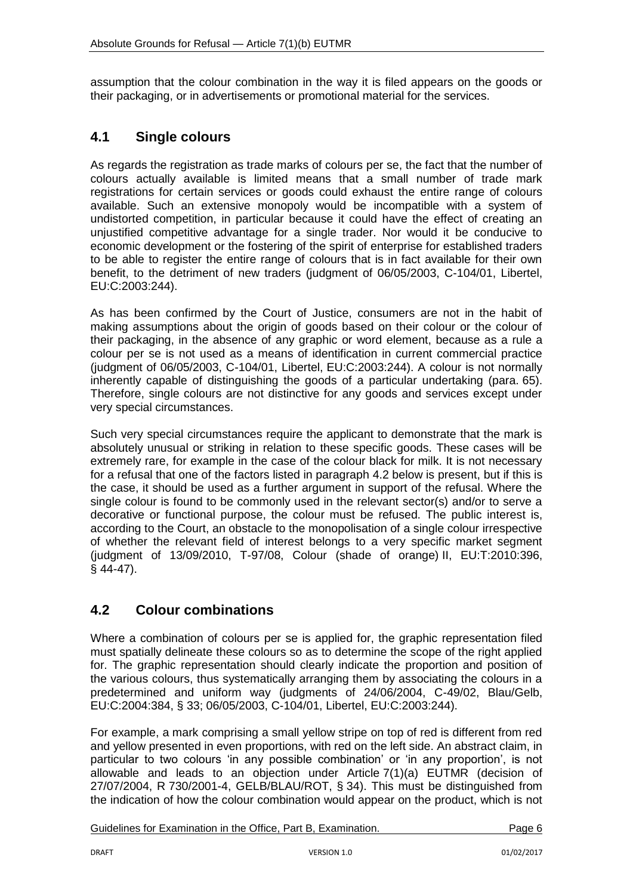assumption that the colour combination in the way it is filed appears on the goods or their packaging, or in advertisements or promotional material for the services.

## 4.1 Single colours

As regards the registration as trade marks of colours per se, the fact that the number of colours actually available is limited means that a small number of trade mark registrations for certain services or goods could exhaust the entire range of colours available. Such an extensive monopoly would be incompatible with a system of undistorted competition, in particular because it could have the effect of creating an unjustified competitive advantage for a single trader. Nor would it be conducive to economic development or the fostering of the spirit of enterprise for established traders to be able to register the entire range of colours that is in fact available for their own benefit, to the detriment of new traders (judgment of 06/05/2003, C-104/01, Libertel, EU:C:2003:244).

As has been confirmed by the Court of Justice, consumers are not in the habit of making assumptions about the origin of goods based on their colour or the colour of their packaging, in the absence of any graphic or word element, because as a rule a colour per se is not used as a means of identification in current commercial practice (judgment of 06/05/2003, C-104/01, Libertel, EU:C:2003:244). A colour is not normally inherently capable of distinguishing the goods of a particular undertaking (para. 65). Therefore, single colours are not distinctive for any goods and services except under very special circumstances.

Such very special circumstances require the applicant to demonstrate that the mark is absolutely unusual or striking in relation to these specific goods. These cases will be extremely rare, for example in the case of the colour black for milk. It is not necessary for a refusal that one of the factors listed in paragraph 4.2 below is present, but if this is the case, it should be used as a further argument in support of the refusal. Where the single colour is found to be commonly used in the relevant sector(s) and/or to serve a decorative or functional purpose, the colour must be refused. The public interest is, according to the Court, an obstacle to the monopolisation of a single colour irrespective of whether the relevant field of interest belongs to a very specific market segment (judgment of 13/09/2010, T-97/08, Colour (shade of orange) II, EU:T:2010:396, § 44-47).

## 4.2 Colour combinations

Where a combination of colours per se is applied for, the graphic representation filed must spatially delineate these colours so as to determine the scope of the right applied for. The graphic representation should clearly indicate the proportion and position of the various colours, thus systematically arranging them by associating the colours in a predetermined and uniform way (judgments of 24/06/2004, C-49/02, Blau/Gelb, EU:C:2004:384, § 33; 06/05/2003, C-104/01, Libertel, EU:C:2003:244).

For example, a mark comprising a small yellow stripe on top of red is different from red and yellow presented in even proportions, with red on the left side. An abstract claim, in particular to two colours 'in any possible combination' or 'in any proportion', is not allowable and leads to an objection under Article 7(1)(a) EUTMR (decision of 27/07/2004, R 730/2001-4, GELB/BLAU/ROT, § 34). This must be distinguished from the indication of how the colour combination would appear on the product, which is not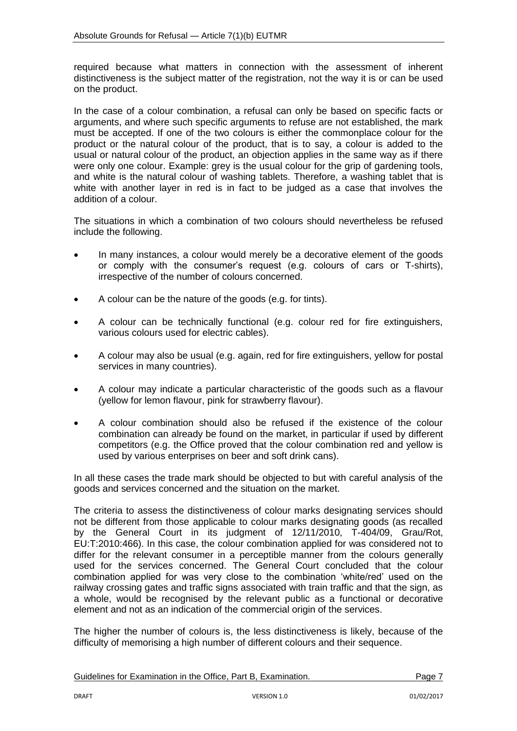required because what matters in connection with the assessment of inherent distinctiveness is the subject matter of the registration, not the way it is or can be used on the product.

In the case of a colour combination, a refusal can only be based on specific facts or arguments, and where such specific arguments to refuse are not established, the mark must be accepted. If one of the two colours is either the commonplace colour for the product or the natural colour of the product, that is to say, a colour is added to the usual or natural colour of the product, an objection applies in the same way as if there were only one colour. Example: grey is the usual colour for the grip of gardening tools, and white is the natural colour of washing tablets. Therefore, a washing tablet that is white with another layer in red is in fact to be judged as a case that involves the addition of a colour.

The situations in which a combination of two colours should nevertheless be refused include the following.

- In many instances, a colour would merely be a decorative element of the goods or comply with the consumer's request (e.g. colours of cars or T-shirts), irrespective of the number of colours concerned.
- A colour can be the nature of the goods (e.g. for tints).
- A colour can be technically functional (e.g. colour red for fire extinguishers, various colours used for electric cables).
- A colour may also be usual (e.g. again, red for fire extinguishers, yellow for postal services in many countries).
- A colour may indicate a particular characteristic of the goods such as a flavour (yellow for lemon flavour, pink for strawberry flavour).
- A colour combination should also be refused if the existence of the colour combination can already be found on the market, in particular if used by different competitors (e.g. the Office proved that the colour combination red and yellow is used by various enterprises on beer and soft drink cans).

In all these cases the trade mark should be objected to but with careful analysis of the goods and services concerned and the situation on the market.

The criteria to assess the distinctiveness of colour marks designating services should not be different from those applicable to colour marks designating goods (as recalled by the General Court in its judgment of 12/11/2010, T-404/09, Grau/Rot, EU:T:2010:466). In this case, the colour combination applied for was considered not to differ for the relevant consumer in a perceptible manner from the colours generally used for the services concerned. The General Court concluded that the colour combination applied for was very close to the combination 'white/red' used on the railway crossing gates and traffic signs associated with train traffic and that the sign, as a whole, would be recognised by the relevant public as a functional or decorative element and not as an indication of the commercial origin of the services.

The higher the number of colours is, the less distinctiveness is likely, because of the difficulty of memorising a high number of different colours and their sequence.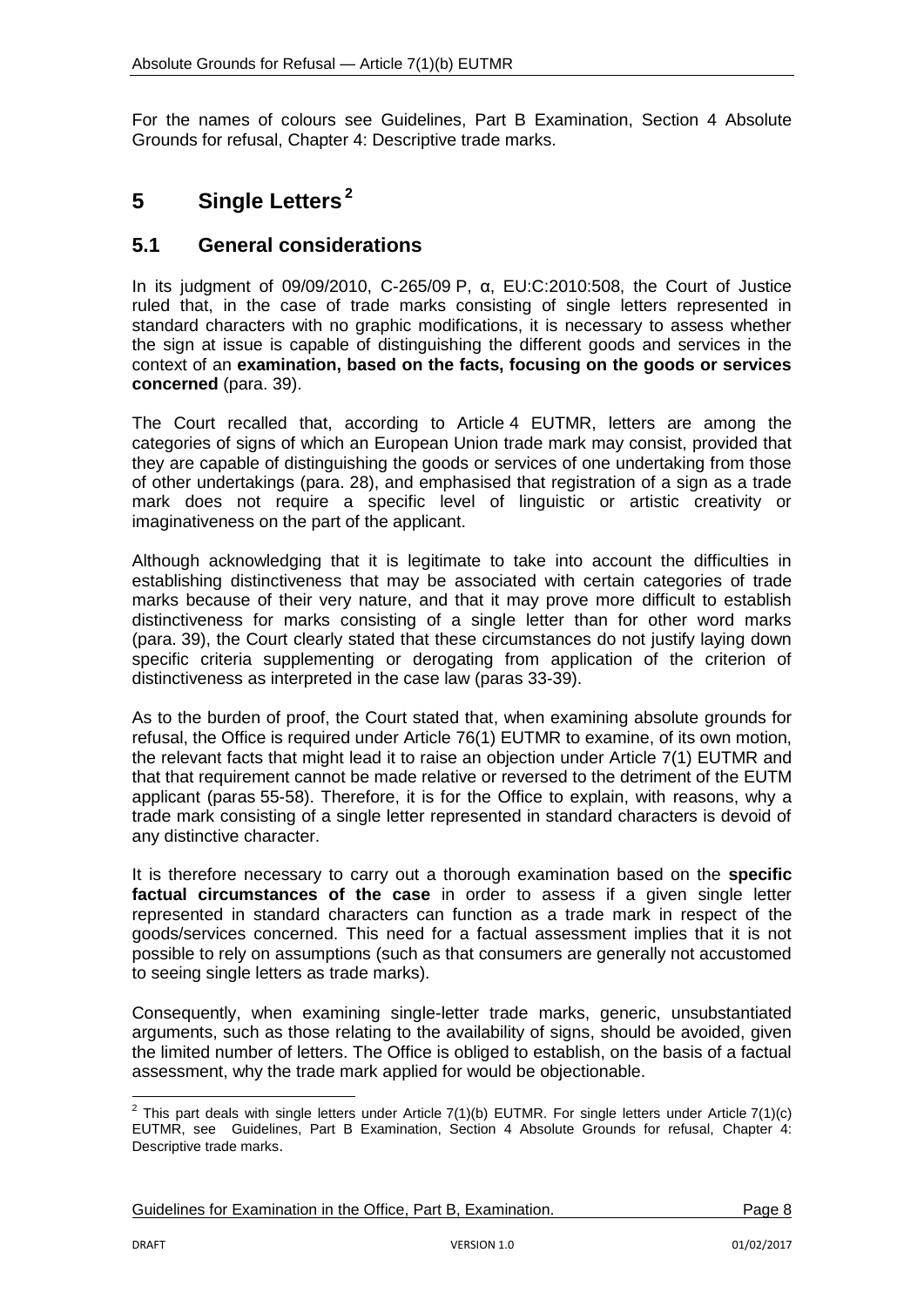For the names of colours see Guidelines, Part B Examination, Section 4 Absolute Grounds for refusal, Chapter 4: Descriptive trade marks.

# 5 Single Letters[2]

## 5.1 General considerations

In its judgment of 09/09/2010, C-265/09 P, α, EU:C:2010:508, the Court of Justice ruled that, in the case of trade marks consisting of single letters represented in standard characters with no graphic modifications, it is necessary to assess whether the sign at issue is capable of distinguishing the different goods and services in the context of an **examination, based on the facts, focusing on the goods or services concerned** (para. 39).

The Court recalled that, according to Article 4 EUTMR, letters are among the categories of signs of which an European Union trade mark may consist, provided that they are capable of distinguishing the goods or services of one undertaking from those of other undertakings (para. 28), and emphasised that registration of a sign as a trade mark does not require a specific level of linguistic or artistic creativity or imaginativeness on the part of the applicant.

Although acknowledging that it is legitimate to take into account the difficulties in establishing distinctiveness that may be associated with certain categories of trade marks because of their very nature, and that it may prove more difficult to establish distinctiveness for marks consisting of a single letter than for other word marks (para. 39), the Court clearly stated that these circumstances do not justify laying down specific criteria supplementing or derogating from application of the criterion of distinctiveness as interpreted in the case law (paras 33-39).

As to the burden of proof, the Court stated that, when examining absolute grounds for refusal, the Office is required under Article 76(1) EUTMR to examine, of its own motion, the relevant facts that might lead it to raise an objection under Article 7(1) EUTMR and that that requirement cannot be made relative or reversed to the detriment of the EUTM applicant (paras 55-58). Therefore, it is for the Office to explain, with reasons, why a trade mark consisting of a single letter represented in standard characters is devoid of any distinctive character.

It is therefore necessary to carry out a thorough examination based on the **specific factual circumstances of the case** in order to assess if a given single letter represented in standard characters can function as a trade mark in respect of the goods/services concerned. This need for a factual assessment implies that it is not possible to rely on assumptions (such as that consumers are generally not accustomed to seeing single letters as trade marks).

Consequently, when examining single-letter trade marks, generic, unsubstantiated arguments, such as those relating to the availability of signs, should be avoided, given the limited number of letters. The Office is obliged to establish, on the basis of a factual assessment, why the trade mark applied for would be objectionable.

---

[2] This part deals with single letters under Article 7(1)(b) EUTMR. For single letters under Article 7(1)(c) EUTMR, see Guidelines, Part B Examination, Section 4 Absolute Grounds for refusal, Chapter 4: Descriptive trade marks.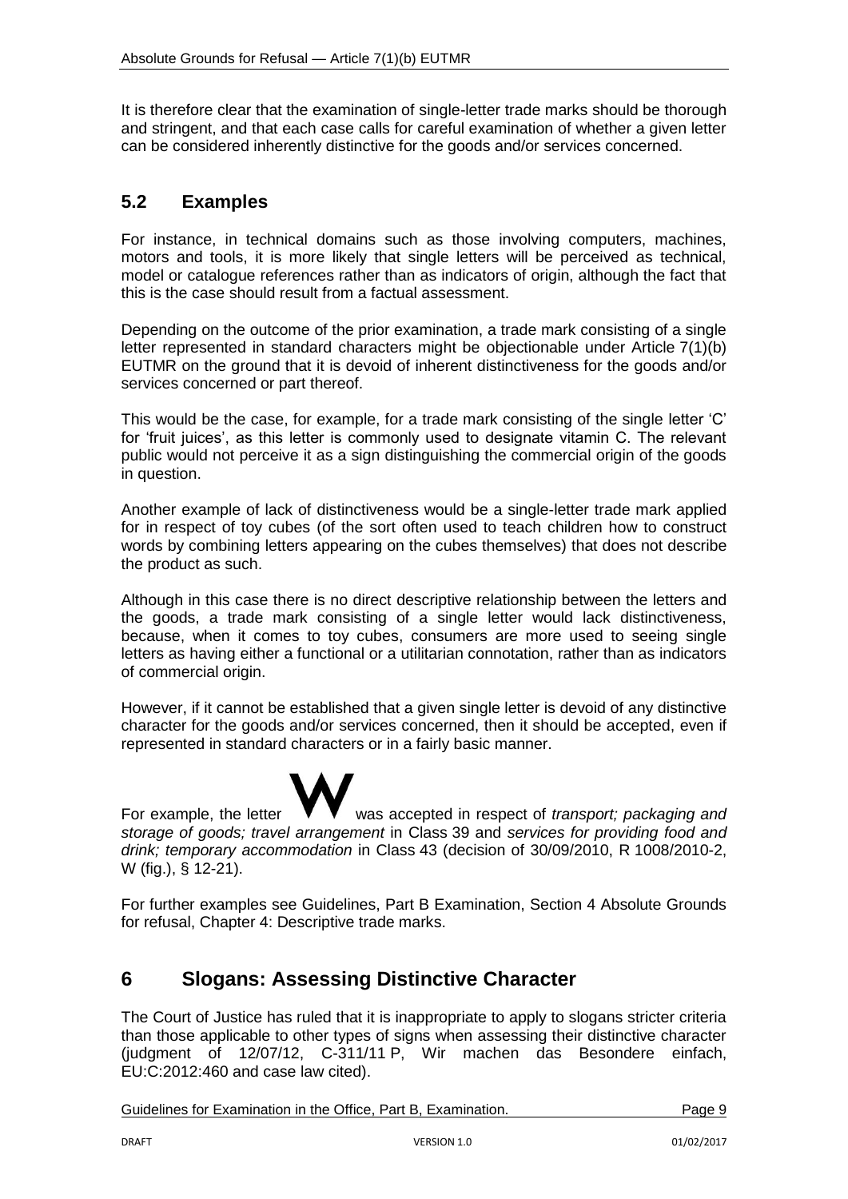It is therefore clear that the examination of single-letter trade marks should be thorough and stringent, and that each case calls for careful examination of whether a given letter can be considered inherently distinctive for the goods and/or services concerned.

## 5.2 Examples

For instance, in technical domains such as those involving computers, machines, motors and tools, it is more likely that single letters will be perceived as technical, model or catalogue references rather than as indicators of origin, although the fact that this is the case should result from a factual assessment.

Depending on the outcome of the prior examination, a trade mark consisting of a single letter represented in standard characters might be objectionable under Article 7(1)(b) EUTMR on the ground that it is devoid of inherent distinctiveness for the goods and/or services concerned or part thereof.

This would be the case, for example, for a trade mark consisting of the single letter 'C' for 'fruit juices', as this letter is commonly used to designate vitamin C. The relevant public would not perceive it as a sign distinguishing the commercial origin of the goods in question.

Another example of lack of distinctiveness would be a single-letter trade mark applied for in respect of toy cubes (of the sort often used to teach children how to construct words by combining letters appearing on the cubes themselves) that does not describe the product as such.

Although in this case there is no direct descriptive relationship between the letters and the goods, a trade mark consisting of a single letter would lack distinctiveness, because, when it comes to toy cubes, consumers are more used to seeing single letters as having either a functional or a utilitarian connotation, rather than as indicators of commercial origin.

However, if it cannot be established that a given single letter is devoid of any distinctive character for the goods and/or services concerned, then it should be accepted, even if represented in standard characters or in a fairly basic manner.

For example, the letter **W** was accepted in respect of *transport; packaging and storage of goods; travel arrangement* in Class 39 and *services for providing food and drink; temporary accommodation* in Class 43 (decision of 30/09/2010, R 1008/2010-2, W (fig.), § 12-21).

For further examples see Guidelines, Part B Examination, Section 4 Absolute Grounds for refusal, Chapter 4: Descriptive trade marks.

# 6 Slogans: Assessing Distinctive Character

The Court of Justice has ruled that it is inappropriate to apply to slogans stricter criteria than those applicable to other types of signs when assessing their distinctive character (judgment of 12/07/12, C-311/11 P, Wir machen das Besondere einfach, EU:C:2012:460 and case law cited).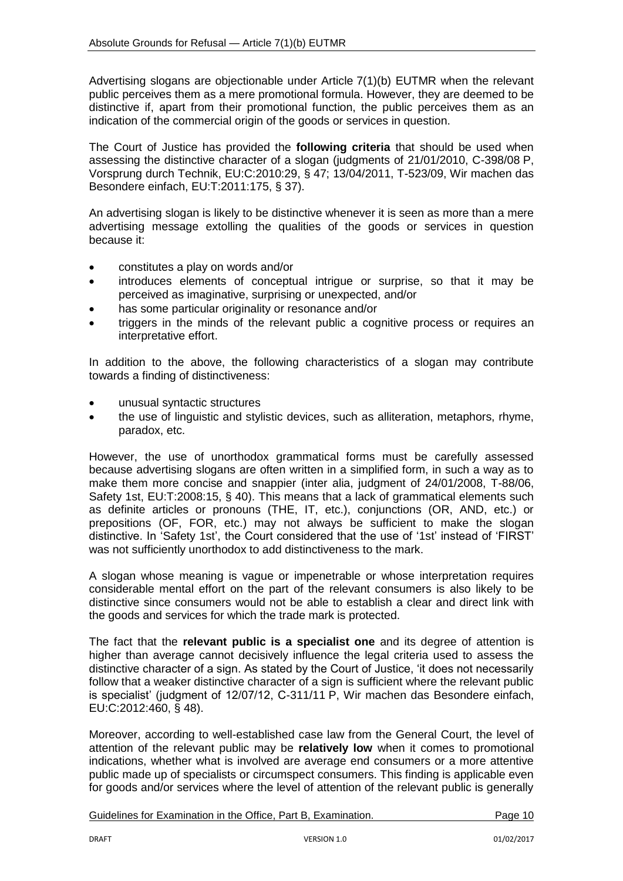Advertising slogans are objectionable under Article 7(1)(b) EUTMR when the relevant public perceives them as a mere promotional formula. However, they are deemed to be distinctive if, apart from their promotional function, the public perceives them as an indication of the commercial origin of the goods or services in question.

The Court of Justice has provided the **following criteria** that should be used when assessing the distinctive character of a slogan (judgments of 21/01/2010, C-398/08 P, Vorsprung durch Technik, EU:C:2010:29, § 47; 13/04/2011, T-523/09, Wir machen das Besondere einfach, EU:T:2011:175, § 37).

An advertising slogan is likely to be distinctive whenever it is seen as more than a mere advertising message extolling the qualities of the goods or services in question because it:

- constitutes a play on words and/or
- introduces elements of conceptual intrigue or surprise, so that it may be perceived as imaginative, surprising or unexpected, and/or
- has some particular originality or resonance and/or
- triggers in the minds of the relevant public a cognitive process or requires an interpretative effort.

In addition to the above, the following characteristics of a slogan may contribute towards a finding of distinctiveness:

- unusual syntactic structures
- the use of linguistic and stylistic devices, such as alliteration, metaphors, rhyme, paradox, etc.

However, the use of unorthodox grammatical forms must be carefully assessed because advertising slogans are often written in a simplified form, in such a way as to make them more concise and snappier (inter alia, judgment of 24/01/2008, T-88/06, Safety 1st, EU:T:2008:15, § 40). This means that a lack of grammatical elements such as definite articles or pronouns (THE, IT, etc.), conjunctions (OR, AND, etc.) or prepositions (OF, FOR, etc.) may not always be sufficient to make the slogan distinctive. In 'Safety 1st', the Court considered that the use of '1st' instead of 'FIRST' was not sufficiently unorthodox to add distinctiveness to the mark.

A slogan whose meaning is vague or impenetrable or whose interpretation requires considerable mental effort on the part of the relevant consumers is also likely to be distinctive since consumers would not be able to establish a clear and direct link with the goods and services for which the trade mark is protected.

The fact that the **relevant public is a specialist one** and its degree of attention is higher than average cannot decisively influence the legal criteria used to assess the distinctive character of a sign. As stated by the Court of Justice, 'it does not necessarily follow that a weaker distinctive character of a sign is sufficient where the relevant public is specialist' (judgment of 12/07/12, C-311/11 P, Wir machen das Besondere einfach, EU:C:2012:460, § 48).

Moreover, according to well-established case law from the General Court, the level of attention of the relevant public may be **relatively low** when it comes to promotional indications, whether what is involved are average end consumers or a more attentive public made up of specialists or circumspect consumers. This finding is applicable even for goods and/or services where the level of attention of the relevant public is generally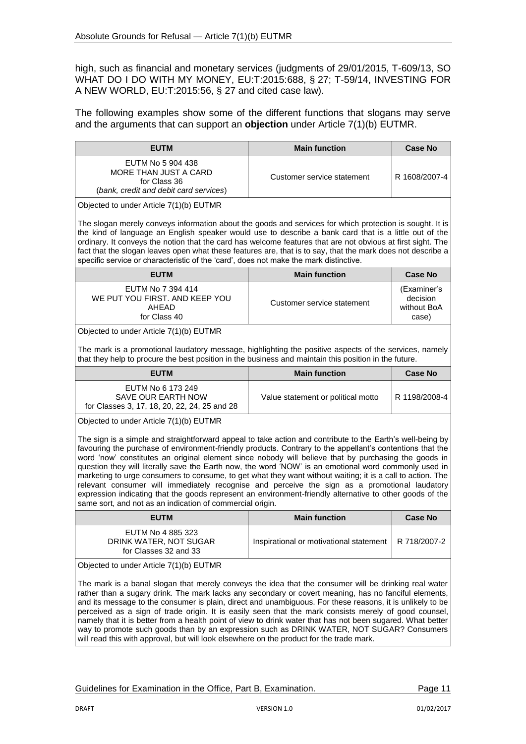high, such as financial and monetary services (judgments of 29/01/2015, T-609/13, SO WHAT DO I DO WITH MY MONEY, EU:T:2015:688, § 27; T-59/14, INVESTING FOR A NEW WORLD, EU:T:2015:56, § 27 and cited case law).

The following examples show some of the different functions that slogans may serve and the arguments that can support an **objection** under Article 7(1)(b) EUTMR.

| EUTM | Main function | Case No |
|---|---|---|
| EUTM No 5 904 438<br>MORE THAN JUST A CARD<br>for Class 36<br>(*bank, credit and debit card services*) | Customer service statement | R 1608/2007-4 |
| Objected to under Article 7(1)(b) EUTMR<br><br>The slogan merely conveys information about the goods and services for which protection is sought. It is the kind of language an English speaker would use to describe a bank card that is a little out of the ordinary. It conveys the notion that the card has welcome features that are not obvious at first sight. The fact that the slogan leaves open what these features are, that is to say, that the mark does not describe a specific service or characteristic of the 'card', does not make the mark distinctive. | | |
| **EUTM** | **Main function** | **Case No** |
| EUTM No 7 394 414<br>WE PUT YOU FIRST. AND KEEP YOU AHEAD<br>for Class 40 | Customer service statement | (Examiner's decision without BoA case) |
| Objected to under Article 7(1)(b) EUTMR<br><br>The mark is a promotional laudatory message, highlighting the positive aspects of the services, namely that they help to procure the best position in the business and maintain this position in the future. | | |
| **EUTM** | **Main function** | **Case No** |
| EUTM No 6 173 249<br>SAVE OUR EARTH NOW<br>for Classes 3, 17, 18, 20, 22, 24, 25 and 28 | Value statement or political motto | R 1198/2008-4 |
| Objected to under Article 7(1)(b) EUTMR<br><br>The sign is a simple and straightforward appeal to take action and contribute to the Earth's well-being by favouring the purchase of environment-friendly products. Contrary to the appellant's contentions that the word 'now' constitutes an original element since nobody will believe that by purchasing the goods in question they will literally save the Earth now, the word 'NOW' is an emotional word commonly used in marketing to urge consumers to consume, to get what they want without waiting; it is a call to action. The relevant consumer will immediately recognise and perceive the sign as a promotional laudatory expression indicating that the goods represent an environment-friendly alternative to other goods of the same sort, and not as an indication of commercial origin. | | |
| **EUTM** | **Main function** | **Case No** |
| EUTM No 4 885 323<br>DRINK WATER, NOT SUGAR<br>for Classes 32 and 33 | Inspirational or motivational statement | R 718/2007-2 |
| Objected to under Article 7(1)(b) EUTMR<br><br>The mark is a banal slogan that merely conveys the idea that the consumer will be drinking real water rather than a sugary drink. The mark lacks any secondary or covert meaning, has no fanciful elements, and its message to the consumer is plain, direct and unambiguous. For these reasons, it is unlikely to be perceived as a sign of trade origin. It is easily seen that the mark consists merely of good counsel, namely that it is better from a health point of view to drink water that has not been sugared. What better way to promote such goods than by an expression such as DRINK WATER, NOT SUGAR? Consumers will read this with approval, but will look elsewhere on the product for the trade mark. | | |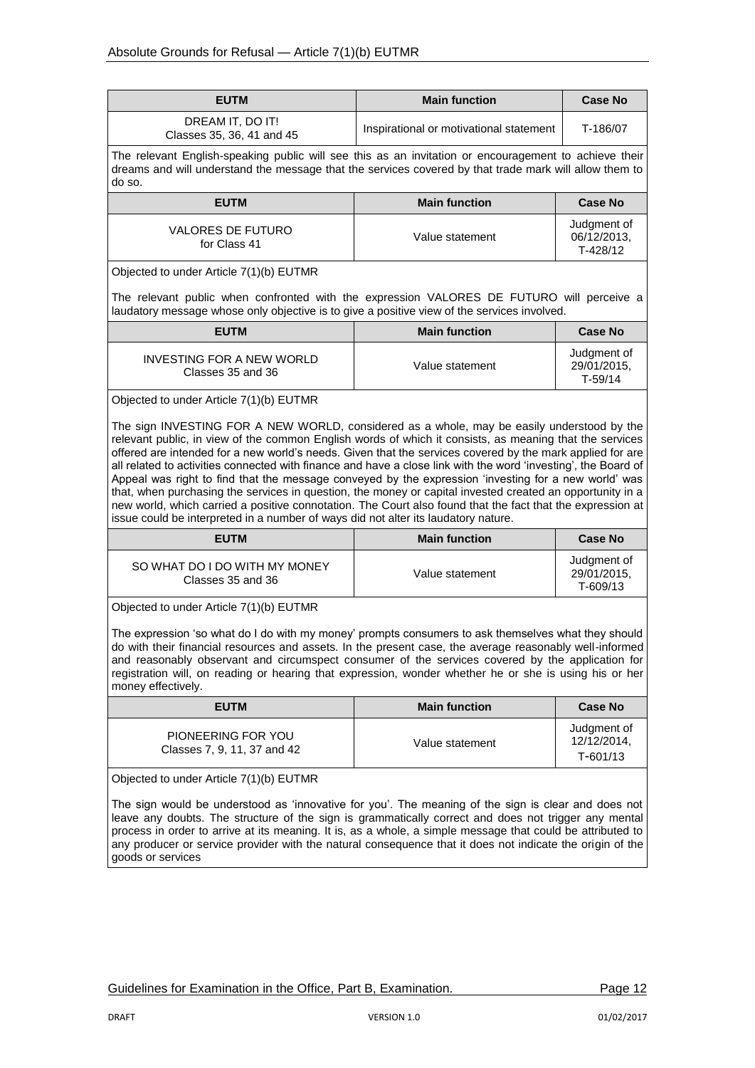| EUTM | Main function | Case No |
|---|---|---|
| DREAM IT, DO IT!<br>Classes 35, 36, 41 and 45 | Inspirational or motivational statement | T-186/07 |

The relevant English-speaking public will see this as an invitation or encouragement to achieve their dreams and will understand the message that the services covered by that trade mark will allow them to do so.

| EUTM | Main function | Case No |
|---|---|---|
| VALORES DE FUTURO<br>for Class 41 | Value statement | Judgment of 06/12/2013, T-428/12 |

Objected to under Article 7(1)(b) EUTMR

The relevant public when confronted with the expression VALORES DE FUTURO will perceive a laudatory message whose only objective is to give a positive view of the services involved.

| EUTM | Main function | Case No |
|---|---|---|
| INVESTING FOR A NEW WORLD<br>Classes 35 and 36 | Value statement | Judgment of 29/01/2015, T-59/14 |

Objected to under Article 7(1)(b) EUTMR

The sign INVESTING FOR A NEW WORLD, considered as a whole, may be easily understood by the relevant public, in view of the common English words of which it consists, as meaning that the services offered are intended for a new world's needs. Given that the services covered by the mark applied for are all related to activities connected with finance and have a close link with the word 'investing', the Board of Appeal was right to find that the message conveyed by the expression 'investing for a new world' was that, when purchasing the services in question, the money or capital invested created an opportunity in a new world, which carried a positive connotation. The Court also found that the fact that the expression at issue could be interpreted in a number of ways did not alter its laudatory nature.

| EUTM | Main function | Case No |
|---|---|---|
| SO WHAT DO I DO WITH MY MONEY<br>Classes 35 and 36 | Value statement | Judgment of 29/01/2015, T-609/13 |

Objected to under Article 7(1)(b) EUTMR

The expression 'so what do I do with my money' prompts consumers to ask themselves what they should do with their financial resources and assets. In the present case, the average reasonably well-informed and reasonably observant and circumspect consumer of the services covered by the application for registration will, on reading or hearing that expression, wonder whether he or she is using his or her money effectively.

| EUTM | Main function | Case No |
|---|---|---|
| PIONEERING FOR YOU<br>Classes 7, 9, 11, 37 and 42 | Value statement | Judgment of 12/12/2014, T-601/13 |

Objected to under Article 7(1)(b) EUTMR

The sign would be understood as 'innovative for you'. The meaning of the sign is clear and does not leave any doubts. The structure of the sign is grammatically correct and does not trigger any mental process in order to arrive at its meaning. It is, as a whole, a simple message that could be attributed to any producer or service provider with the natural consequence that it does not indicate the origin of the goods or services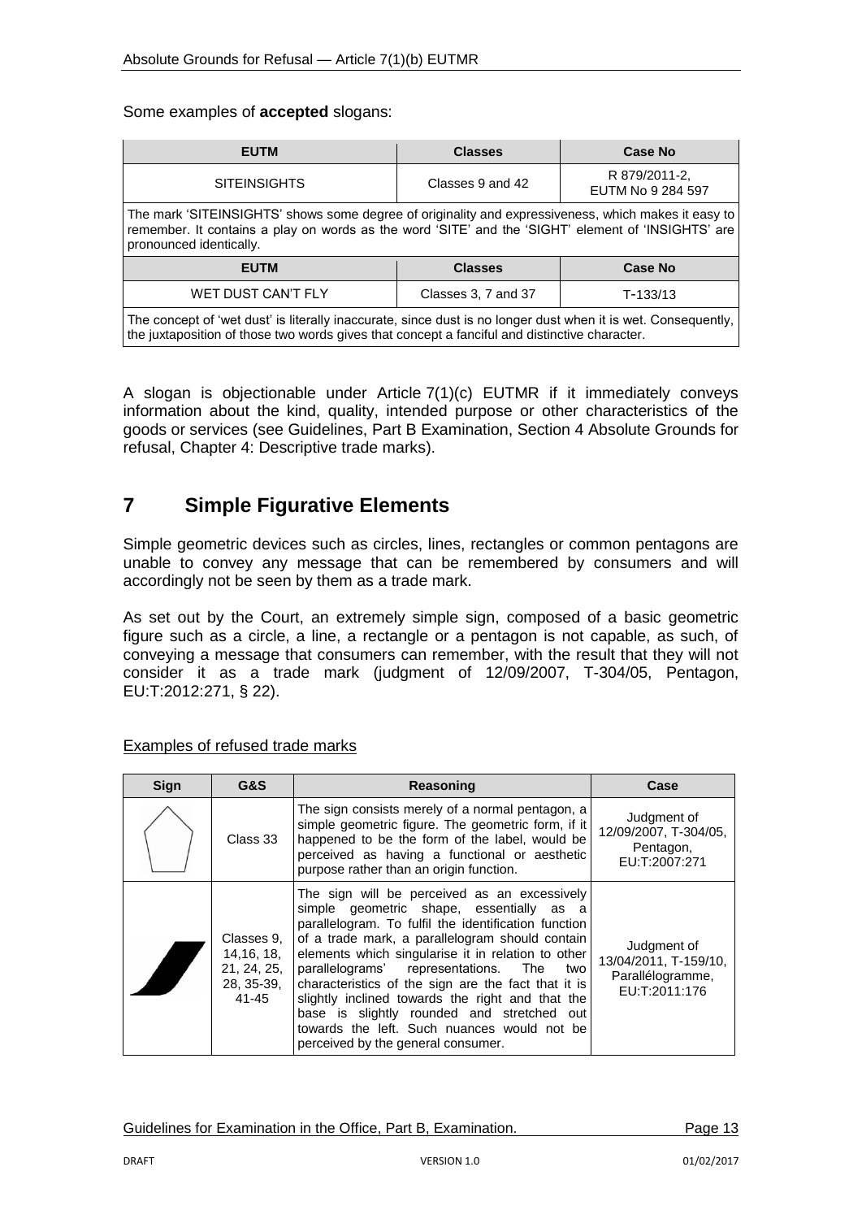Some examples of **accepted** slogans:

| EUTM | Classes | Case No |
|---|---|---|
| SITEINSIGHTS | Classes 9 and 42 | R 879/2011-2, EUTM No 9 284 597 |
| The mark 'SITEINSIGHTS' shows some degree of originality and expressiveness, which makes it easy to remember. It contains a play on words as the word 'SITE' and the 'SIGHT' element of 'INSIGHTS' are pronounced identically. | | |
| **EUTM** | **Classes** | **Case No** |
| WET DUST CAN'T FLY | Classes 3, 7 and 37 | T-133/13 |
| The concept of 'wet dust' is literally inaccurate, since dust is no longer dust when it is wet. Consequently, the juxtaposition of those two words gives that concept a fanciful and distinctive character. | | |

A slogan is objectionable under Article 7(1)(c) EUTMR if it immediately conveys information about the kind, quality, intended purpose or other characteristics of the goods or services (see Guidelines, Part B Examination, Section 4 Absolute Grounds for refusal, Chapter 4: Descriptive trade marks).

# 7 Simple Figurative Elements

Simple geometric devices such as circles, lines, rectangles or common pentagons are unable to convey any message that can be remembered by consumers and will accordingly not be seen by them as a trade mark.

As set out by the Court, an extremely simple sign, composed of a basic geometric figure such as a circle, a line, a rectangle or a pentagon is not capable, as such, of conveying a message that consumers can remember, with the result that they will not consider it as a trade mark (judgment of 12/09/2007, T-304/05, Pentagon, EU:T:2012:271, § 22).

Examples of refused trade marks

| Sign | G&S | Reasoning | Case |
|---|---|---|---|
| | Class 33 | The sign consists merely of a normal pentagon, a simple geometric figure. The geometric form, if it happened to be the form of the label, would be perceived as having a functional or aesthetic purpose rather than an origin function. | Judgment of 12/09/2007, T-304/05, Pentagon, EU:T:2007:271 |
| | Classes 9, 14,16, 18, 21, 24, 25, 28, 35-39, 41-45 | The sign will be perceived as an excessively simple geometric shape, essentially as a parallelogram. To fulfil the identification function of a trade mark, a parallelogram should contain elements which singularise it in relation to other parallelograms' representations. The two characteristics of the sign are the fact that it is slightly inclined towards the right and that the base is slightly rounded and stretched out towards the left. Such nuances would not be perceived by the general consumer. | Judgment of 13/04/2011, T-159/10, Parallélogramme, EU:T:2011:176 |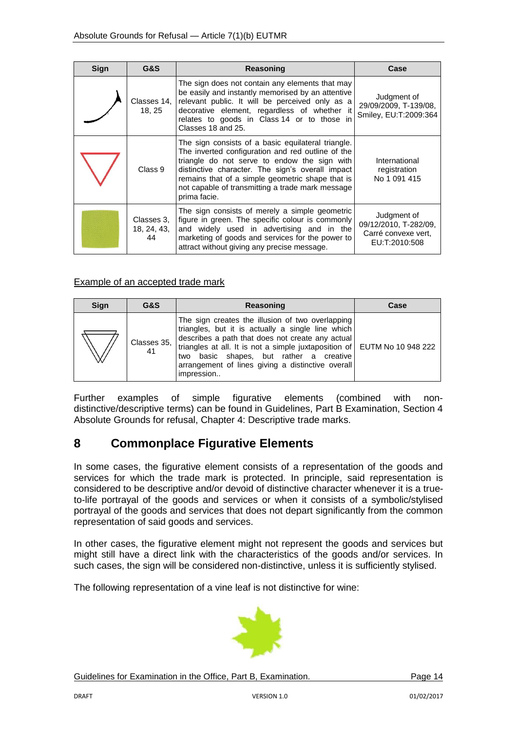| Sign | G&S | Reasoning | Case |
|---|---|---|---|
| | Classes 14, 18, 25 | The sign does not contain any elements that may be easily and instantly memorised by an attentive relevant public. It will be perceived only as a decorative element, regardless of whether it relates to goods in Class 14 or to those in Classes 18 and 25. | Judgment of 29/09/2009, T-139/08, Smiley, EU:T:2009:364 |
| | Class 9 | The sign consists of a basic equilateral triangle. The inverted configuration and red outline of the triangle do not serve to endow the sign with distinctive character. The sign's overall impact remains that of a simple geometric shape that is not capable of transmitting a trade mark message prima facie. | International registration No 1 091 415 |
| | Classes 3, 18, 24, 43, 44 | The sign consists of merely a simple geometric figure in green. The specific colour is commonly and widely used in advertising and in the marketing of goods and services for the power to attract without giving any precise message. | Judgment of 09/12/2010, T-282/09, Carré convexe vert, EU:T:2010:508 |

Example of an accepted trade mark

| Sign | G&S | Reasoning | Case |
|---|---|---|---|
| | Classes 35, 41 | The sign creates the illusion of two overlapping triangles, but it is actually a single line which describes a path that does not create any actual triangles at all. It is not a simple juxtaposition of two basic shapes, but rather a creative arrangement of lines giving a distinctive overall impression.. | EUTM No 10 948 222 |

Further examples of simple figurative elements (combined with non-distinctive/descriptive terms) can be found in Guidelines, Part B Examination, Section 4 Absolute Grounds for refusal, Chapter 4: Descriptive trade marks.

# 8 Commonplace Figurative Elements

In some cases, the figurative element consists of a representation of the goods and services for which the trade mark is protected. In principle, said representation is considered to be descriptive and/or devoid of distinctive character whenever it is a true-to-life portrayal of the goods and services or when it consists of a symbolic/stylised portrayal of the goods and services that does not depart significantly from the common representation of said goods and services.

In other cases, the figurative element might not represent the goods and services but might still have a direct link with the characteristics of the goods and/or services. In such cases, the sign will be considered non-distinctive, unless it is sufficiently stylised.

The following representation of a vine leaf is not distinctive for wine: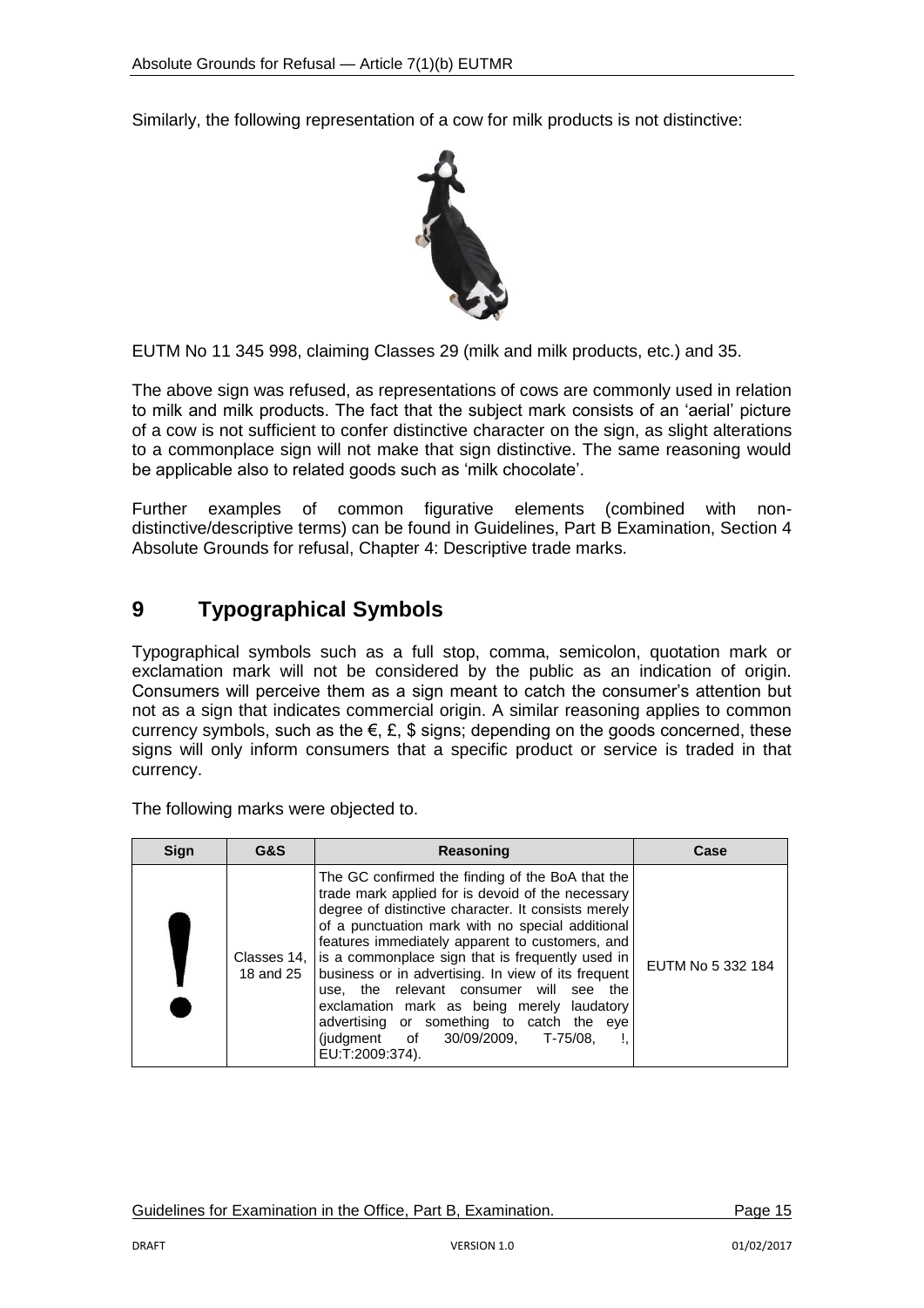Similarly, the following representation of a cow for milk products is not distinctive:

EUTM No 11 345 998, claiming Classes 29 (milk and milk products, etc.) and 35.

The above sign was refused, as representations of cows are commonly used in relation to milk and milk products. The fact that the subject mark consists of an 'aerial' picture of a cow is not sufficient to confer distinctive character on the sign, as slight alterations to a commonplace sign will not make that sign distinctive. The same reasoning would be applicable also to related goods such as 'milk chocolate'.

Further examples of common figurative elements (combined with non-distinctive/descriptive terms) can be found in Guidelines, Part B Examination, Section 4 Absolute Grounds for refusal, Chapter 4: Descriptive trade marks.

# 9 Typographical Symbols

Typographical symbols such as a full stop, comma, semicolon, quotation mark or exclamation mark will not be considered by the public as an indication of origin. Consumers will perceive them as a sign meant to catch the consumer's attention but not as a sign that indicates commercial origin. A similar reasoning applies to common currency symbols, such as the €, £, $ signs; depending on the goods concerned, these signs will only inform consumers that a specific product or service is traded in that currency.

The following marks were objected to.

| Sign | G&S | Reasoning | Case |
| --- | --- | --- | --- |
| ! | Classes 14, 18 and 25 | The GC confirmed the finding of the BoA that the trade mark applied for is devoid of the necessary degree of distinctive character. It consists merely of a punctuation mark with no special additional features immediately apparent to customers, and is a commonplace sign that is frequently used in business or in advertising. In view of its frequent use, the relevant consumer will see the exclamation mark as being merely laudatory advertising or something to catch the eye (judgment of 30/09/2009, T-75/08, !, EU:T:2009:374). | EUTM No 5 332 184 |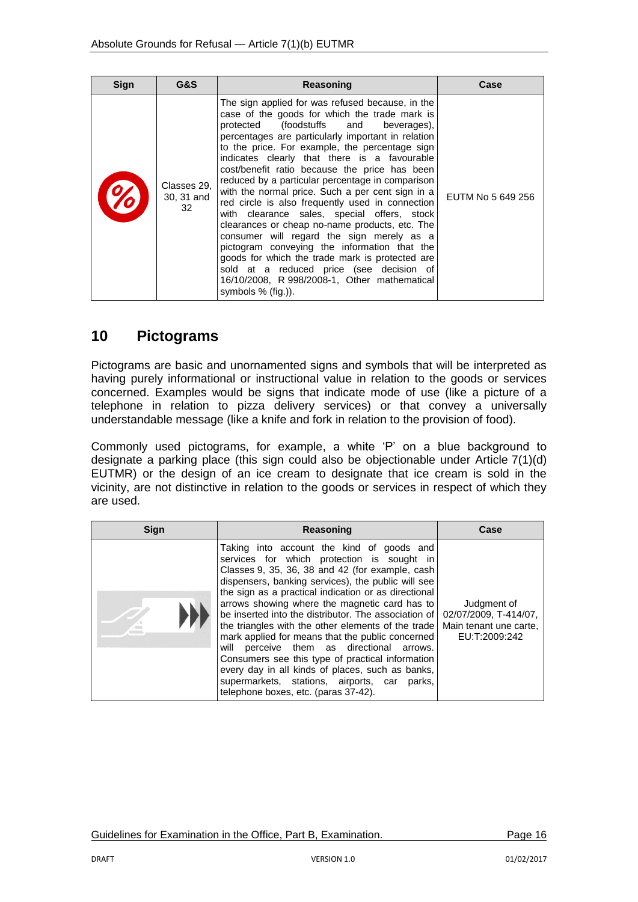| Sign | G&S | Reasoning | Case |
|---|---|---|---|
| | Classes 29, 30, 31 and 32 | The sign applied for was refused because, in the case of the goods for which the trade mark is protected (foodstuffs and beverages), percentages are particularly important in relation to the price. For example, the percentage sign indicates clearly that there is a favourable cost/benefit ratio because the price has been reduced by a particular percentage in comparison with the normal price. Such a per cent sign in a red circle is also frequently used in connection with clearance sales, special offers, stock clearances or cheap no-name products, etc. The consumer will regard the sign merely as a pictogram conveying the information that the goods for which the trade mark is protected are sold at a reduced price (see decision of 16/10/2008, R 998/2008-1, Other mathematical symbols % (fig.)). | EUTM No 5 649 256 |

## 10 Pictograms

Pictograms are basic and unornamented signs and symbols that will be interpreted as having purely informational or instructional value in relation to the goods or services concerned. Examples would be signs that indicate mode of use (like a picture of a telephone in relation to pizza delivery services) or that convey a universally understandable message (like a knife and fork in relation to the provision of food).

Commonly used pictograms, for example, a white 'P' on a blue background to designate a parking place (this sign could also be objectionable under Article 7(1)(d) EUTMR) or the design of an ice cream to designate that ice cream is sold in the vicinity, are not distinctive in relation to the goods or services in respect of which they are used.

| Sign | Reasoning | Case |
|---|---|---|
| | Taking into account the kind of goods and services for which protection is sought in Classes 9, 35, 36, 38 and 42 (for example, cash dispensers, banking services), the public will see the sign as a practical indication or as directional arrows showing where the magnetic card has to be inserted into the distributor. The association of the triangles with the other elements of the trade mark applied for means that the public concerned will perceive them as directional arrows. Consumers see this type of practical information every day in all kinds of places, such as banks, supermarkets, stations, airports, car parks, telephone boxes, etc. (paras 37-42). | Judgment of 02/07/2009, T-414/07, Main tenant une carte, EU:T:2009:242 |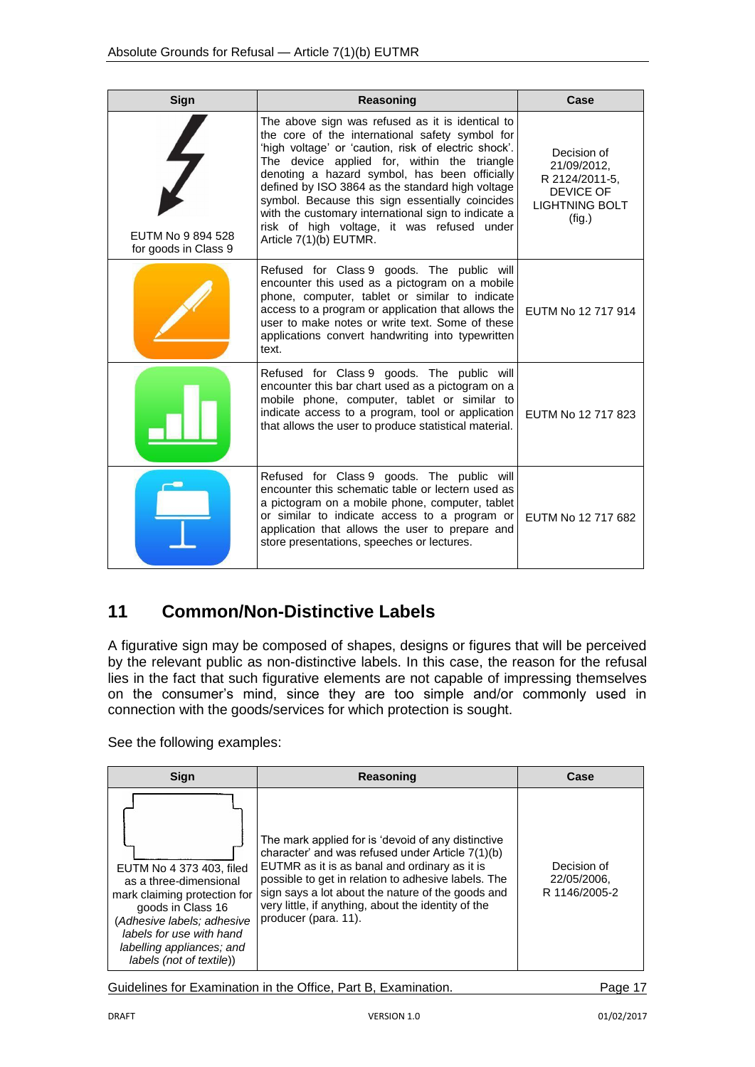| Sign | Reasoning | Case |
|---|---|---|
| EUTM No 9 894 528 for goods in Class 9 | The above sign was refused as it is identical to the core of the international safety symbol for 'high voltage' or 'caution, risk of electric shock'. The device applied for, within the triangle denoting a hazard symbol, has been officially defined by ISO 3864 as the standard high voltage symbol. Because this sign essentially coincides with the customary international sign to indicate a risk of high voltage, it was refused under Article 7(1)(b) EUTMR. | Decision of 21/09/2012, R 2124/2011-5, DEVICE OF LIGHTNING BOLT (fig.) |
| | Refused for Class 9 goods. The public will encounter this used as a pictogram on a mobile phone, computer, tablet or similar to indicate access to a program or application that allows the user to make notes or write text. Some of these applications convert handwriting into typewritten text. | EUTM No 12 717 914 |
| | Refused for Class 9 goods. The public will encounter this bar chart used as a pictogram on a mobile phone, computer, tablet or similar to indicate access to a program, tool or application that allows the user to produce statistical material. | EUTM No 12 717 823 |
| | Refused for Class 9 goods. The public will encounter this schematic table or lectern used as a pictogram on a mobile phone, computer, tablet or similar to indicate access to a program or application that allows the user to prepare and store presentations, speeches or lectures. | EUTM No 12 717 682 |

## 11 Common/Non-Distinctive Labels

A figurative sign may be composed of shapes, designs or figures that will be perceived by the relevant public as non-distinctive labels. In this case, the reason for the refusal lies in the fact that such figurative elements are not capable of impressing themselves on the consumer's mind, since they are too simple and/or commonly used in connection with the goods/services for which protection is sought.

See the following examples:

| Sign | Reasoning | Case |
|---|---|---|
| EUTM No 4 373 403, filed as a three-dimensional mark claiming protection for goods in Class 16 (*Adhesive labels; adhesive labels for use with hand labelling appliances; and labels (not of textile)*) | The mark applied for is 'devoid of any distinctive character' and was refused under Article 7(1)(b) EUTMR as it is as banal and ordinary as it is possible to get in relation to adhesive labels. The sign says a lot about the nature of the goods and very little, if anything, about the identity of the producer (para. 11). | Decision of 22/05/2006, R 1146/2005-2 |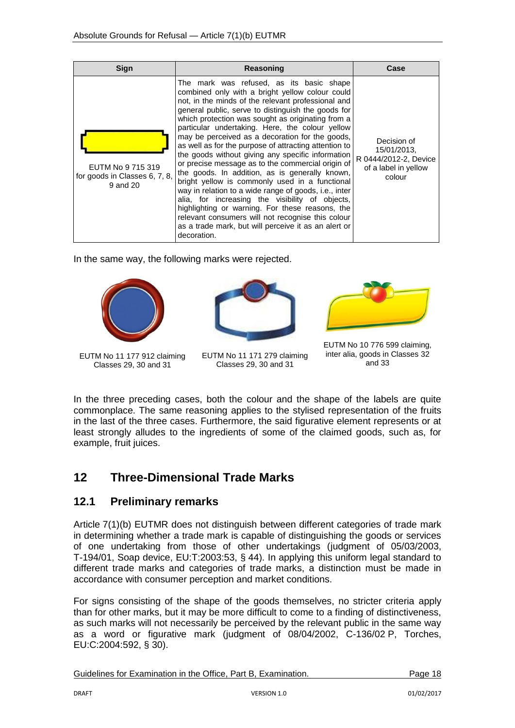| Sign | Reasoning | Case |
|---|---|---|
| EUTM No 9 715 319 for goods in Classes 6, 7, 8, 9 and 20 | The mark was refused, as its basic shape combined only with a bright yellow colour could not, in the minds of the relevant professional and general public, serve to distinguish the goods for which protection was sought as originating from a particular undertaking. Here, the colour yellow may be perceived as a decoration for the goods, as well as for the purpose of attracting attention to the goods without giving any specific information or precise message as to the commercial origin of the goods. In addition, as is generally known, bright yellow is commonly used in a functional way in relation to a wide range of goods, i.e., inter alia, for increasing the visibility of objects, highlighting or warning. For these reasons, the relevant consumers will not recognise this colour as a trade mark, but will perceive it as an alert or decoration. | Decision of 15/01/2013, R 0444/2012-2, Device of a label in yellow colour |

In the same way, the following marks were rejected.

EUTM No 11 177 912 claiming Classes 29, 30 and 31

EUTM No 11 171 279 claiming Classes 29, 30 and 31

EUTM No 10 776 599 claiming, inter alia, goods in Classes 32 and 33

In the three preceding cases, both the colour and the shape of the labels are quite commonplace. The same reasoning applies to the stylised representation of the fruits in the last of the three cases. Furthermore, the said figurative element represents or at least strongly alludes to the ingredients of some of the claimed goods, such as, for example, fruit juices.

# 12 Three-Dimensional Trade Marks

## 12.1 Preliminary remarks

Article 7(1)(b) EUTMR does not distinguish between different categories of trade mark in determining whether a trade mark is capable of distinguishing the goods or services of one undertaking from those of other undertakings (judgment of 05/03/2003, T-194/01, Soap device, EU:T:2003:53, § 44). In applying this uniform legal standard to different trade marks and categories of trade marks, a distinction must be made in accordance with consumer perception and market conditions.

For signs consisting of the shape of the goods themselves, no stricter criteria apply than for other marks, but it may be more difficult to come to a finding of distinctiveness, as such marks will not necessarily be perceived by the relevant public in the same way as a word or figurative mark (judgment of 08/04/2002, C-136/02 P, Torches, EU:C:2004:592, § 30).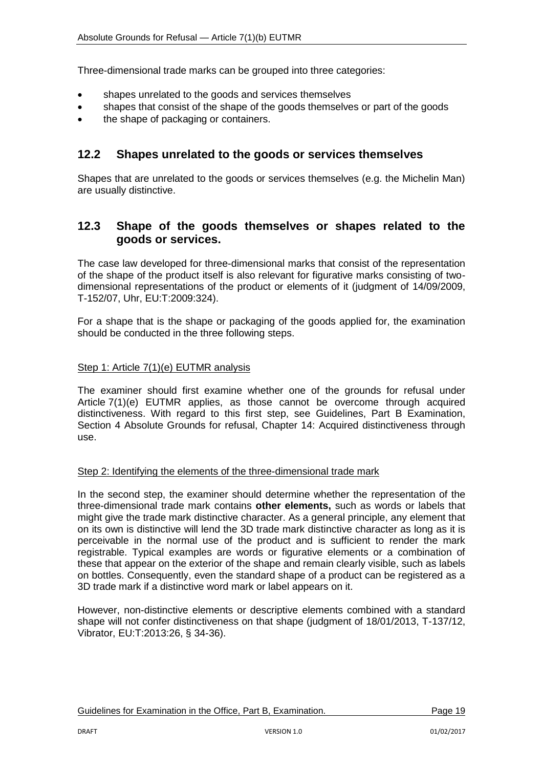Three-dimensional trade marks can be grouped into three categories:

- shapes unrelated to the goods and services themselves
- shapes that consist of the shape of the goods themselves or part of the goods
- the shape of packaging or containers.

## 12.2 Shapes unrelated to the goods or services themselves

Shapes that are unrelated to the goods or services themselves (e.g. the Michelin Man) are usually distinctive.

## 12.3 Shape of the goods themselves or shapes related to the goods or services.

The case law developed for three-dimensional marks that consist of the representation of the shape of the product itself is also relevant for figurative marks consisting of two-dimensional representations of the product or elements of it (judgment of 14/09/2009, T-152/07, Uhr, EU:T:2009:324).

For a shape that is the shape or packaging of the goods applied for, the examination should be conducted in the three following steps.

Step 1: Article 7(1)(e) EUTMR analysis

The examiner should first examine whether one of the grounds for refusal under Article 7(1)(e) EUTMR applies, as those cannot be overcome through acquired distinctiveness. With regard to this first step, see Guidelines, Part B Examination, Section 4 Absolute Grounds for refusal, Chapter 14: Acquired distinctiveness through use.

Step 2: Identifying the elements of the three-dimensional trade mark

In the second step, the examiner should determine whether the representation of the three-dimensional trade mark contains **other elements,** such as words or labels that might give the trade mark distinctive character. As a general principle, any element that on its own is distinctive will lend the 3D trade mark distinctive character as long as it is perceivable in the normal use of the product and is sufficient to render the mark registrable. Typical examples are words or figurative elements or a combination of these that appear on the exterior of the shape and remain clearly visible, such as labels on bottles. Consequently, even the standard shape of a product can be registered as a 3D trade mark if a distinctive word mark or label appears on it.

However, non-distinctive elements or descriptive elements combined with a standard shape will not confer distinctiveness on that shape (judgment of 18/01/2013, T-137/12, Vibrator, EU:T:2013:26, § 34-36).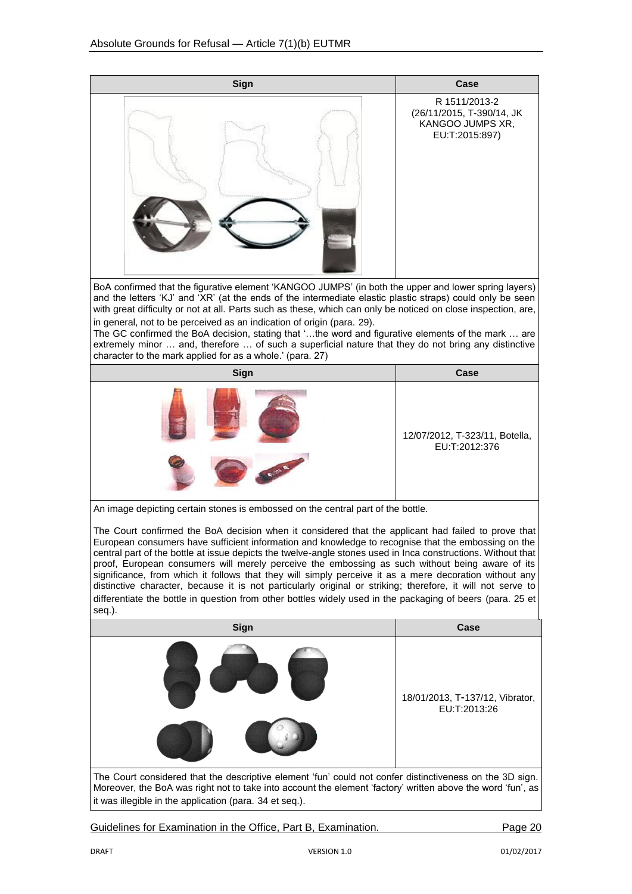| Sign | Case |
|---|---|
| | R 1511/2013-2 (26/11/2015, T-390/14, JK KANGOO JUMPS XR, EU:T:2015:897) |
| BoA confirmed that the figurative element 'KANGOO JUMPS' (in both the upper and lower spring layers) and the letters 'KJ' and 'XR' (at the ends of the intermediate elastic plastic straps) could only be seen with great difficulty or not at all. Parts such as these, which can only be noticed on close inspection, are, in general, not to be perceived as an indication of origin (para. 29). The GC confirmed the BoA decision, stating that '…the word and figurative elements of the mark … are extremely minor … and, therefore … of such a superficial nature that they do not bring any distinctive character to the mark applied for as a whole.' (para. 27) | |

| Sign | Case |
|---|---|
| | 12/07/2012, T-323/11, Botella, EU:T:2012:376 |
| An image depicting certain stones is embossed on the central part of the bottle. The Court confirmed the BoA decision when it considered that the applicant had failed to prove that European consumers have sufficient information and knowledge to recognise that the embossing on the central part of the bottle at issue depicts the twelve-angle stones used in Inca constructions. Without that proof, European consumers will merely perceive the embossing as such without being aware of its significance, from which it follows that they will simply perceive it as a mere decoration without any distinctive character, because it is not particularly original or striking; therefore, it will not serve to differentiate the bottle in question from other bottles widely used in the packaging of beers (para. 25 et seq.). | |

| Sign | Case |
|---|---|
| | 18/01/2013, T-137/12, Vibrator, EU:T:2013:26 |
| The Court considered that the descriptive element 'fun' could not confer distinctiveness on the 3D sign. Moreover, the BoA was right not to take into account the element 'factory' written above the word 'fun', as it was illegible in the application (para. 34 et seq.). | |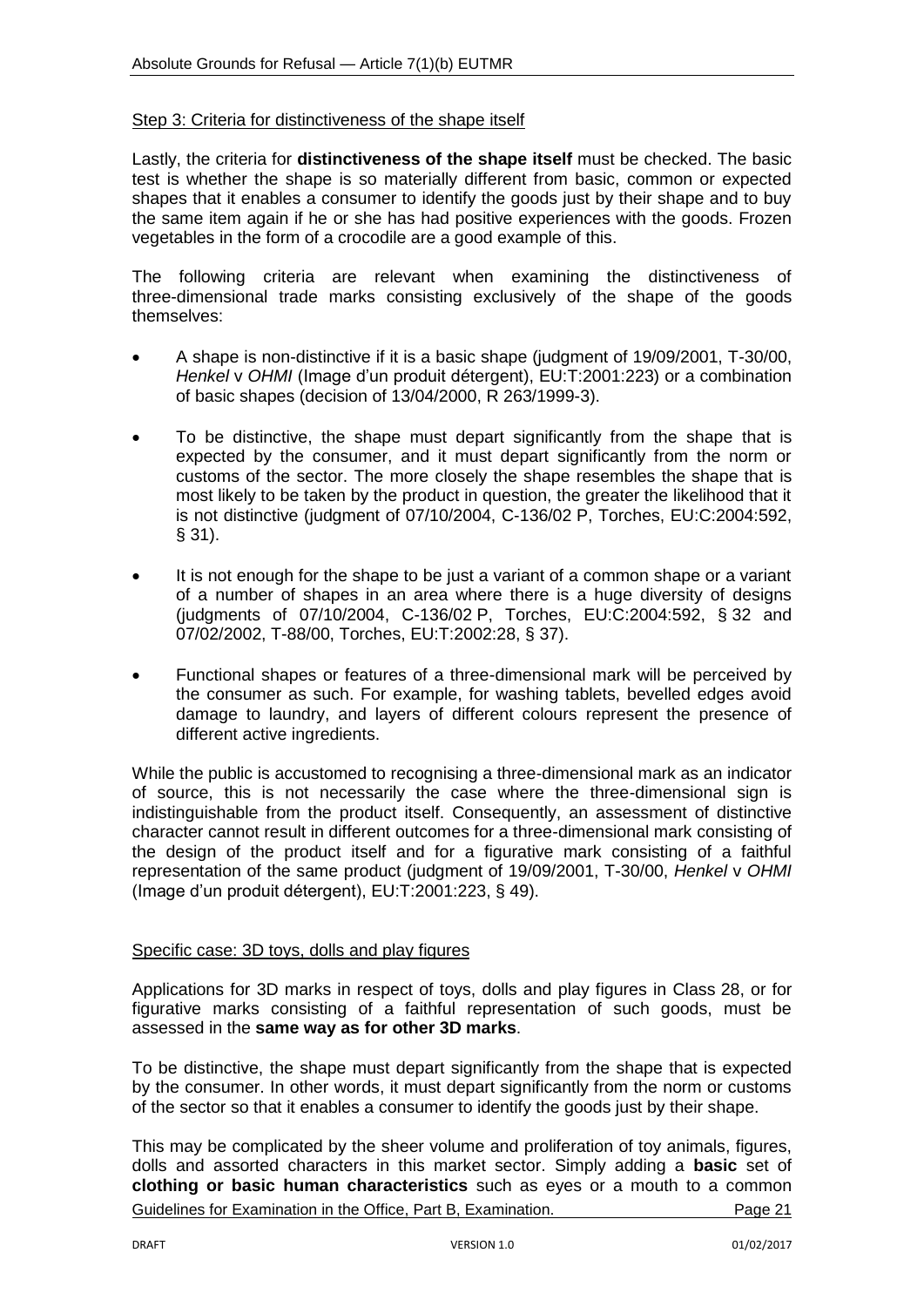Step 3: Criteria for distinctiveness of the shape itself

Lastly, the criteria for **distinctiveness of the shape itself** must be checked. The basic test is whether the shape is so materially different from basic, common or expected shapes that it enables a consumer to identify the goods just by their shape and to buy the same item again if he or she has had positive experiences with the goods. Frozen vegetables in the form of a crocodile are a good example of this.

The following criteria are relevant when examining the distinctiveness of three-dimensional trade marks consisting exclusively of the shape of the goods themselves:

- A shape is non-distinctive if it is a basic shape (judgment of 19/09/2001, T-30/00, *Henkel* v *OHMI* (Image d'un produit détergent), EU:T:2001:223) or a combination of basic shapes (decision of 13/04/2000, R 263/1999-3).
- To be distinctive, the shape must depart significantly from the shape that is expected by the consumer, and it must depart significantly from the norm or customs of the sector. The more closely the shape resembles the shape that is most likely to be taken by the product in question, the greater the likelihood that it is not distinctive (judgment of 07/10/2004, C-136/02 P, Torches, EU:C:2004:592, § 31).
- It is not enough for the shape to be just a variant of a common shape or a variant of a number of shapes in an area where there is a huge diversity of designs (judgments of 07/10/2004, C-136/02 P, Torches, EU:C:2004:592, § 32 and 07/02/2002, T-88/00, Torches, EU:T:2002:28, § 37).
- Functional shapes or features of a three-dimensional mark will be perceived by the consumer as such. For example, for washing tablets, bevelled edges avoid damage to laundry, and layers of different colours represent the presence of different active ingredients.

While the public is accustomed to recognising a three-dimensional mark as an indicator of source, this is not necessarily the case where the three-dimensional sign is indistinguishable from the product itself. Consequently, an assessment of distinctive character cannot result in different outcomes for a three-dimensional mark consisting of the design of the product itself and for a figurative mark consisting of a faithful representation of the same product (judgment of 19/09/2001, T-30/00, *Henkel* v *OHMI* (Image d'un produit détergent), EU:T:2001:223, § 49).

Specific case: 3D toys, dolls and play figures

Applications for 3D marks in respect of toys, dolls and play figures in Class 28, or for figurative marks consisting of a faithful representation of such goods, must be assessed in the **same way as for other 3D marks**.

To be distinctive, the shape must depart significantly from the shape that is expected by the consumer. In other words, it must depart significantly from the norm or customs of the sector so that it enables a consumer to identify the goods just by their shape.

This may be complicated by the sheer volume and proliferation of toy animals, figures, dolls and assorted characters in this market sector. Simply adding a **basic** set of **clothing or basic human characteristics** such as eyes or a mouth to a common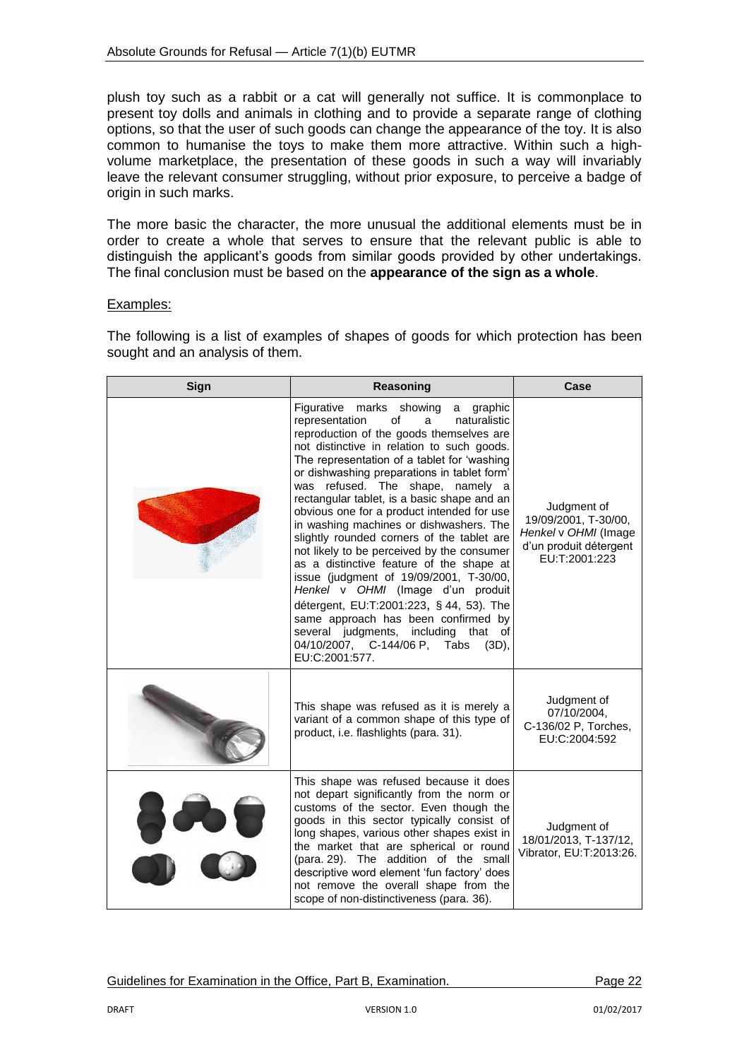plush toy such as a rabbit or a cat will generally not suffice. It is commonplace to present toy dolls and animals in clothing and to provide a separate range of clothing options, so that the user of such goods can change the appearance of the toy. It is also common to humanise the toys to make them more attractive. Within such a high-volume marketplace, the presentation of these goods in such a way will invariably leave the relevant consumer struggling, without prior exposure, to perceive a badge of origin in such marks.

The more basic the character, the more unusual the additional elements must be in order to create a whole that serves to ensure that the relevant public is able to distinguish the applicant's goods from similar goods provided by other undertakings. The final conclusion must be based on the **appearance of the sign as a whole**.

Examples:

The following is a list of examples of shapes of goods for which protection has been sought and an analysis of them.

| Sign | Reasoning | Case |
|---|---|---|
| | Figurative marks showing a graphic representation of a naturalistic reproduction of the goods themselves are not distinctive in relation to such goods. The representation of a tablet for 'washing or dishwashing preparations in tablet form' was refused. The shape, namely a rectangular tablet, is a basic shape and an obvious one for a product intended for use in washing machines or dishwashers. The slightly rounded corners of the tablet are not likely to be perceived by the consumer as a distinctive feature of the shape at issue (judgment of 19/09/2001, T-30/00, *Henkel* v *OHMI* (Image d'un produit détergent, EU:T:2001:223, § 44, 53). The same approach has been confirmed by several judgments, including that of 04/10/2007, C-144/06 P, Tabs (3D), EU:C:2001:577. | Judgment of 19/09/2001, T-30/00, *Henkel* v *OHMI* (Image d'un produit détergent EU:T:2001:223 |
| | This shape was refused as it is merely a variant of a common shape of this type of product, i.e. flashlights (para. 31). | Judgment of 07/10/2004, C-136/02 P, Torches, EU:C:2004:592 |
| | This shape was refused because it does not depart significantly from the norm or customs of the sector. Even though the goods in this sector typically consist of long shapes, various other shapes exist in the market that are spherical or round (para. 29). The addition of the small descriptive word element 'fun factory' does not remove the overall shape from the scope of non-distinctiveness (para. 36). | Judgment of 18/01/2013, T-137/12, Vibrator, EU:T:2013:26. |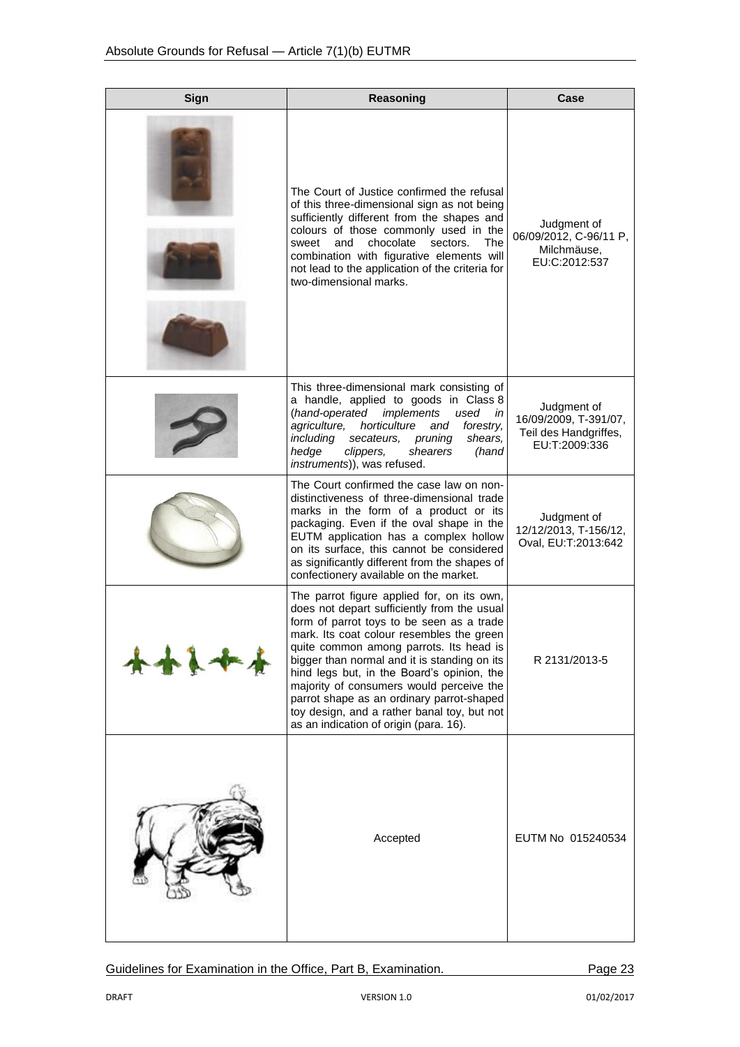| Sign | Reasoning | Case |
|---|---|---|
| | The Court of Justice confirmed the refusal of this three-dimensional sign as not being sufficiently different from the shapes and colours of those commonly used in the sweet and chocolate sectors. The combination with figurative elements will not lead to the application of the criteria for two-dimensional marks. | Judgment of 06/09/2012, C-96/11 P, Milchmäuse, EU:C:2012:537 |
| | This three-dimensional mark consisting of a handle, applied to goods in Class 8 (*hand-operated implements used in agriculture, horticulture and forestry, including secateurs, pruning shears, hedge clippers, shearers (hand instruments)*), was refused. | Judgment of 16/09/2009, T-391/07, Teil des Handgriffes, EU:T:2009:336 |
| | The Court confirmed the case law on non-distinctiveness of three-dimensional trade marks in the form of a product or its packaging. Even if the oval shape in the EUTM application has a complex hollow on its surface, this cannot be considered as significantly different from the shapes of confectionery available on the market. | Judgment of 12/12/2013, T-156/12, Oval, EU:T:2013:642 |
| | The parrot figure applied for, on its own, does not depart sufficiently from the usual form of parrot toys to be seen as a trade mark. Its coat colour resembles the green quite common among parrots. Its head is bigger than normal and it is standing on its hind legs but, in the Board's opinion, the majority of consumers would perceive the parrot shape as an ordinary parrot-shaped toy design, and a rather banal toy, but not as an indication of origin (para. 16). | R 2131/2013-5 |
| | Accepted | EUTM No 015240534 |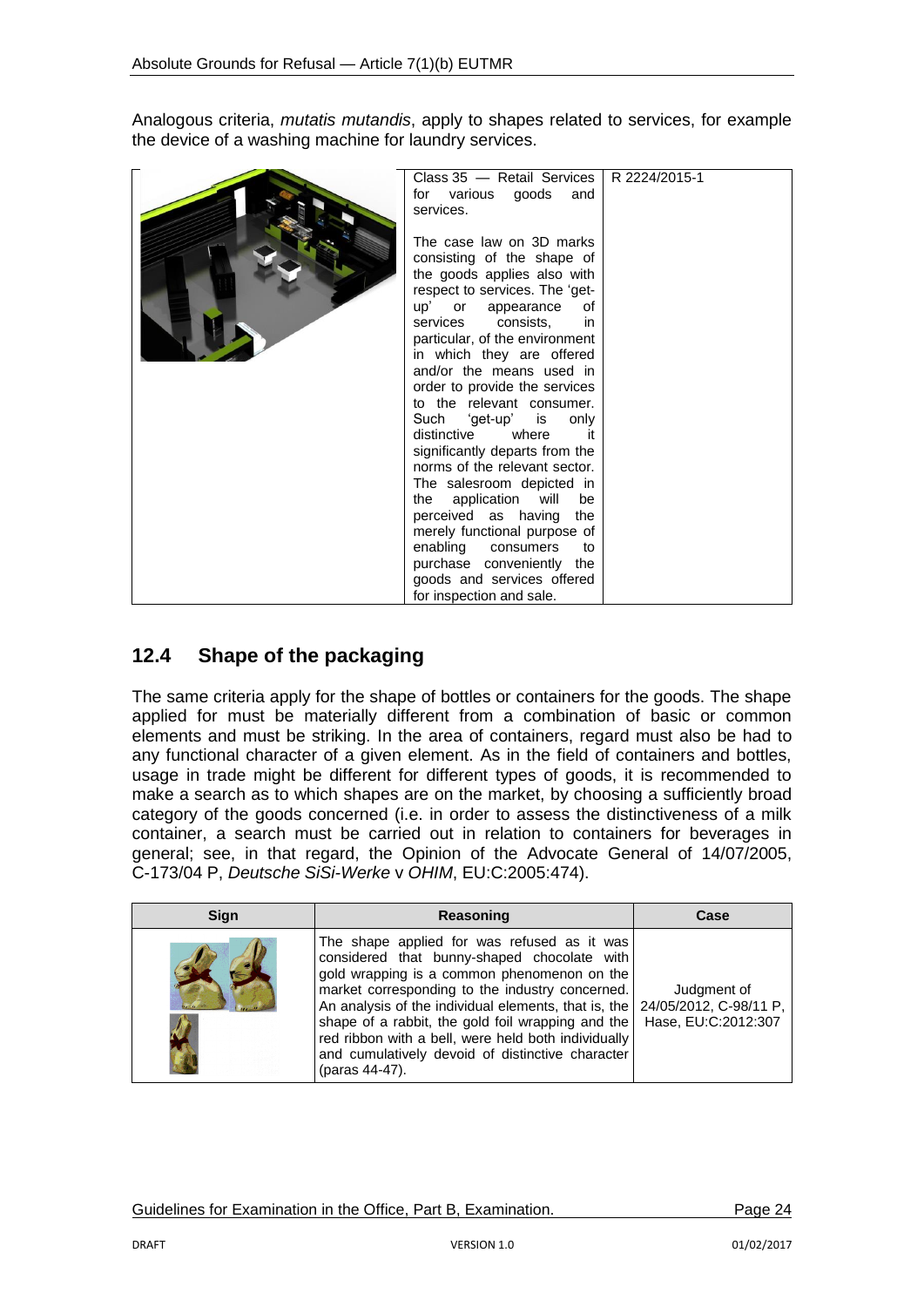Analogous criteria, *mutatis mutandis*, apply to shapes related to services, for example the device of a washing machine for laundry services.

| | | |
|---|---|---|
| | Class 35 — Retail Services for various goods and services.<br><br>The case law on 3D marks consisting of the shape of the goods applies also with respect to services. The 'get-up' or appearance of services consists, in particular, of the environment in which they are offered and/or the means used in order to provide the services to the relevant consumer. Such 'get-up' is only distinctive where it significantly departs from the norms of the relevant sector. The salesroom depicted in the application will be perceived as having the merely functional purpose of enabling consumers to purchase conveniently the goods and services offered for inspection and sale. | R 2224/2015-1 |

## 12.4 Shape of the packaging

The same criteria apply for the shape of bottles or containers for the goods. The shape applied for must be materially different from a combination of basic or common elements and must be striking. In the area of containers, regard must also be had to any functional character of a given element. As in the field of containers and bottles, usage in trade might be different for different types of goods, it is recommended to make a search as to which shapes are on the market, by choosing a sufficiently broad category of the goods concerned (i.e. in order to assess the distinctiveness of a milk container, a search must be carried out in relation to containers for beverages in general; see, in that regard, the Opinion of the Advocate General of 14/07/2005, C-173/04 P, *Deutsche SiSi-Werke* v *OHIM*, EU:C:2005:474).

| Sign | Reasoning | Case |
|---|---|---|
| | The shape applied for was refused as it was considered that bunny-shaped chocolate with gold wrapping is a common phenomenon on the market corresponding to the industry concerned. An analysis of the individual elements, that is, the shape of a rabbit, the gold foil wrapping and the red ribbon with a bell, were held both individually and cumulatively devoid of distinctive character (paras 44-47). | Judgment of 24/05/2012, C-98/11 P, Hase, EU:C:2012:307 |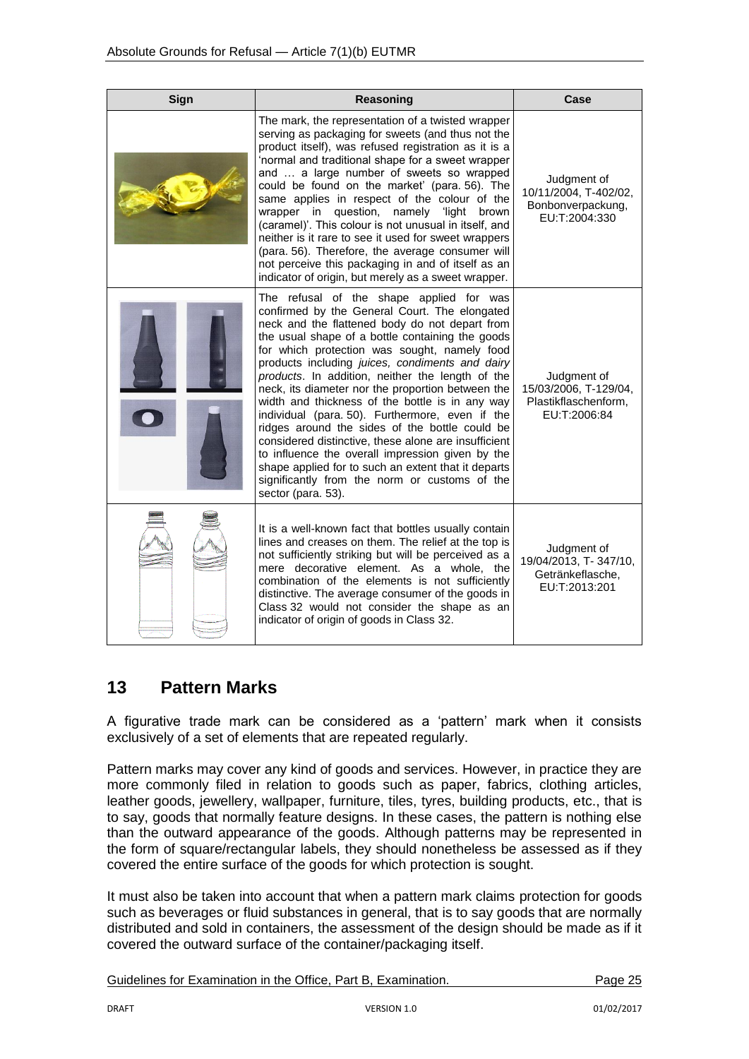| Sign | Reasoning | Case |
|---|---|---|
| | The mark, the representation of a twisted wrapper serving as packaging for sweets (and thus not the product itself), was refused registration as it is a 'normal and traditional shape for a sweet wrapper and … a large number of sweets so wrapped could be found on the market' (para. 56). The same applies in respect of the colour of the wrapper in question, namely 'light brown (caramel)'. This colour is not unusual in itself, and neither is it rare to see it used for sweet wrappers (para. 56). Therefore, the average consumer will not perceive this packaging in and of itself as an indicator of origin, but merely as a sweet wrapper. | Judgment of 10/11/2004, T-402/02, Bonbonverpackung, EU:T:2004:330 |
| | The refusal of the shape applied for was confirmed by the General Court. The elongated neck and the flattened body do not depart from the usual shape of a bottle containing the goods for which protection was sought, namely food products including *juices, condiments and dairy products*. In addition, neither the length of the neck, its diameter nor the proportion between the width and thickness of the bottle is in any way individual (para. 50). Furthermore, even if the ridges around the sides of the bottle could be considered distinctive, these alone are insufficient to influence the overall impression given by the shape applied for to such an extent that it departs significantly from the norm or customs of the sector (para. 53). | Judgment of 15/03/2006, T-129/04, Plastikflaschenform, EU:T:2006:84 |
| | It is a well-known fact that bottles usually contain lines and creases on them. The relief at the top is not sufficiently striking but will be perceived as a mere decorative element. As a whole, the combination of the elements is not sufficiently distinctive. The average consumer of the goods in Class 32 would not consider the shape as an indicator of origin of goods in Class 32. | Judgment of 19/04/2013, T- 347/10, Getränkeflasche, EU:T:2013:201 |

## 13 Pattern Marks

A figurative trade mark can be considered as a 'pattern' mark when it consists exclusively of a set of elements that are repeated regularly.

Pattern marks may cover any kind of goods and services. However, in practice they are more commonly filed in relation to goods such as paper, fabrics, clothing articles, leather goods, jewellery, wallpaper, furniture, tiles, tyres, building products, etc., that is to say, goods that normally feature designs. In these cases, the pattern is nothing else than the outward appearance of the goods. Although patterns may be represented in the form of square/rectangular labels, they should nonetheless be assessed as if they covered the entire surface of the goods for which protection is sought.

It must also be taken into account that when a pattern mark claims protection for goods such as beverages or fluid substances in general, that is to say goods that are normally distributed and sold in containers, the assessment of the design should be made as if it covered the outward surface of the container/packaging itself.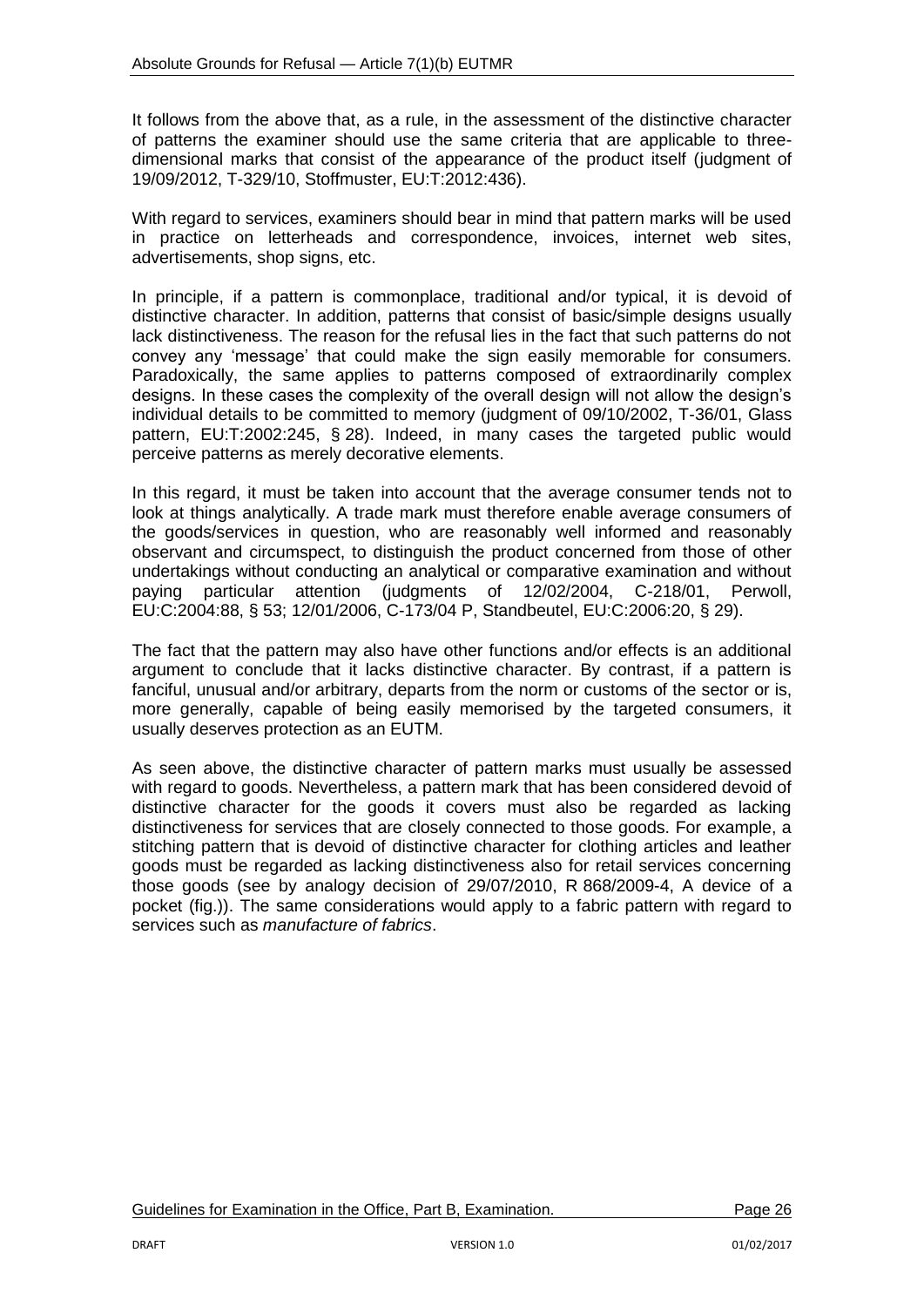It follows from the above that, as a rule, in the assessment of the distinctive character of patterns the examiner should use the same criteria that are applicable to three-dimensional marks that consist of the appearance of the product itself (judgment of 19/09/2012, T-329/10, Stoffmuster, EU:T:2012:436).

With regard to services, examiners should bear in mind that pattern marks will be used in practice on letterheads and correspondence, invoices, internet web sites, advertisements, shop signs, etc.

In principle, if a pattern is commonplace, traditional and/or typical, it is devoid of distinctive character. In addition, patterns that consist of basic/simple designs usually lack distinctiveness. The reason for the refusal lies in the fact that such patterns do not convey any 'message' that could make the sign easily memorable for consumers. Paradoxically, the same applies to patterns composed of extraordinarily complex designs. In these cases the complexity of the overall design will not allow the design's individual details to be committed to memory (judgment of 09/10/2002, T-36/01, Glass pattern, EU:T:2002:245, § 28). Indeed, in many cases the targeted public would perceive patterns as merely decorative elements.

In this regard, it must be taken into account that the average consumer tends not to look at things analytically. A trade mark must therefore enable average consumers of the goods/services in question, who are reasonably well informed and reasonably observant and circumspect, to distinguish the product concerned from those of other undertakings without conducting an analytical or comparative examination and without paying particular attention (judgments of 12/02/2004, C-218/01, Perwoll, EU:C:2004:88, § 53; 12/01/2006, C-173/04 P, Standbeutel, EU:C:2006:20, § 29).

The fact that the pattern may also have other functions and/or effects is an additional argument to conclude that it lacks distinctive character. By contrast, if a pattern is fanciful, unusual and/or arbitrary, departs from the norm or customs of the sector or is, more generally, capable of being easily memorised by the targeted consumers, it usually deserves protection as an EUTM.

As seen above, the distinctive character of pattern marks must usually be assessed with regard to goods. Nevertheless, a pattern mark that has been considered devoid of distinctive character for the goods it covers must also be regarded as lacking distinctiveness for services that are closely connected to those goods. For example, a stitching pattern that is devoid of distinctive character for clothing articles and leather goods must be regarded as lacking distinctiveness also for retail services concerning those goods (see by analogy decision of 29/07/2010, R 868/2009-4, A device of a pocket (fig.)). The same considerations would apply to a fabric pattern with regard to services such as *manufacture of fabrics*.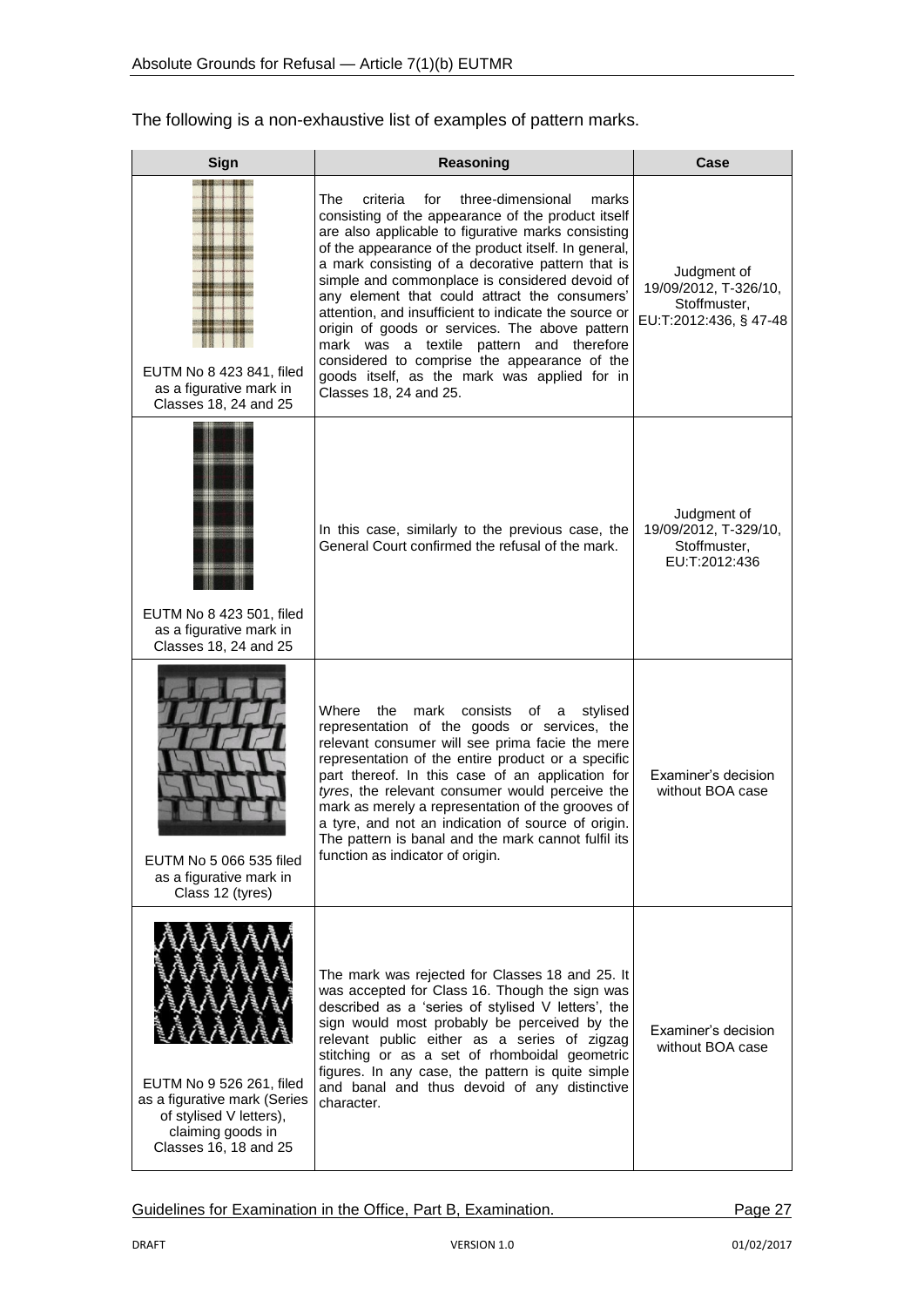The following is a non-exhaustive list of examples of pattern marks.

| Sign | Reasoning | Case |
|---|---|---|
| EUTM No 8 423 841, filed as a figurative mark in Classes 18, 24 and 25 | The criteria for three-dimensional marks consisting of the appearance of the product itself are also applicable to figurative marks consisting of the appearance of the product itself. In general, a mark consisting of a decorative pattern that is simple and commonplace is considered devoid of any element that could attract the consumers' attention, and insufficient to indicate the source or origin of goods or services. The above pattern mark was a textile pattern and therefore considered to comprise the appearance of the goods itself, as the mark was applied for in Classes 18, 24 and 25. | Judgment of 19/09/2012, T-326/10, Stoffmuster, EU:T:2012:436, § 47-48 |
| EUTM No 8 423 501, filed as a figurative mark in Classes 18, 24 and 25 | In this case, similarly to the previous case, the General Court confirmed the refusal of the mark. | Judgment of 19/09/2012, T-329/10, Stoffmuster, EU:T:2012:436 |
| EUTM No 5 066 535 filed as a figurative mark in Class 12 (tyres) | Where the mark consists of a stylised representation of the goods or services, the relevant consumer will see prima facie the mere representation of the entire product or a specific part thereof. In this case of an application for *tyres*, the relevant consumer would perceive the mark as merely a representation of the grooves of a tyre, and not an indication of source of origin. The pattern is banal and the mark cannot fulfil its function as indicator of origin. | Examiner's decision without BOA case |
| EUTM No 9 526 261, filed as a figurative mark (Series of stylised V letters), claiming goods in Classes 16, 18 and 25 | The mark was rejected for Classes 18 and 25. It was accepted for Class 16. Though the sign was described as a 'series of stylised V letters', the sign would most probably be perceived by the relevant public either as a series of zigzag stitching or as a set of rhomboidal geometric figures. In any case, the pattern is quite simple and banal and thus devoid of any distinctive character. | Examiner's decision without BOA case |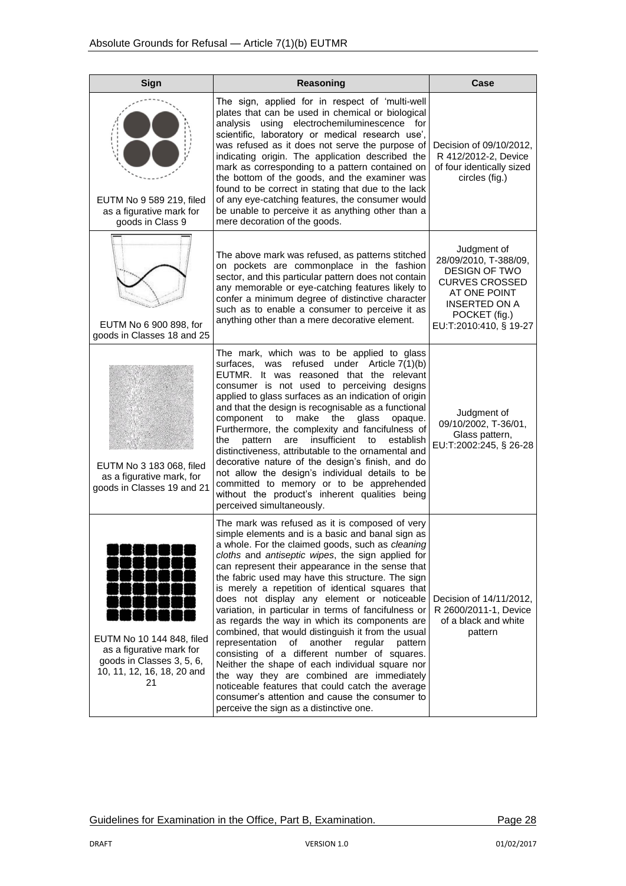| Sign | Reasoning | Case |
| --- | --- | --- |
| EUTM No 9 589 219, filed as a figurative mark for goods in Class 9 | The sign, applied for in respect of 'multi-well plates that can be used in chemical or biological analysis using electrochemiluminescence for scientific, laboratory or medical research use', was refused as it does not serve the purpose of indicating origin. The application described the mark as corresponding to a pattern contained on the bottom of the goods, and the examiner was found to be correct in stating that due to the lack of any eye-catching features, the consumer would be unable to perceive it as anything other than a mere decoration of the goods. | Decision of 09/10/2012, R 412/2012-2, Device of four identically sized circles (fig.) |
| EUTM No 6 900 898, for goods in Classes 18 and 25 | The above mark was refused, as patterns stitched on pockets are commonplace in the fashion sector, and this particular pattern does not contain any memorable or eye-catching features likely to confer a minimum degree of distinctive character such as to enable a consumer to perceive it as anything other than a mere decorative element. | Judgment of 28/09/2010, T-388/09, DESIGN OF TWO CURVES CROSSED AT ONE POINT INSERTED ON A POCKET (fig.) EU:T:2010:410, § 19-27 |
| EUTM No 3 183 068, filed as a figurative mark, for goods in Classes 19 and 21 | The mark, which was to be applied to glass surfaces, was refused under Article 7(1)(b) EUTMR. It was reasoned that the relevant consumer is not used to perceiving designs applied to glass surfaces as an indication of origin and that the design is recognisable as a functional component to make the glass opaque. Furthermore, the complexity and fancifulness of the pattern are insufficient to establish distinctiveness, attributable to the ornamental and decorative nature of the design's finish, and do not allow the design's individual details to be committed to memory or to be apprehended without the product's inherent qualities being perceived simultaneously. | Judgment of 09/10/2002, T-36/01, Glass pattern, EU:T:2002:245, § 26-28 |
| EUTM No 10 144 848, filed as a figurative mark for goods in Classes 3, 5, 6, 10, 11, 12, 16, 18, 20 and 21 | The mark was refused as it is composed of very simple elements and is a basic and banal sign as a whole. For the claimed goods, such as *cleaning cloths* and *antiseptic wipes*, the sign applied for can represent their appearance in the sense that the fabric used may have this structure. The sign is merely a repetition of identical squares that does not display any element or noticeable variation, in particular in terms of fancifulness or as regards the way in which its components are combined, that would distinguish it from the usual representation of another regular pattern consisting of a different number of squares. Neither the shape of each individual square nor the way they are combined are immediately noticeable features that could catch the average consumer's attention and cause the consumer to perceive the sign as a distinctive one. | Decision of 14/11/2012, R 2600/2011-1, Device of a black and white pattern |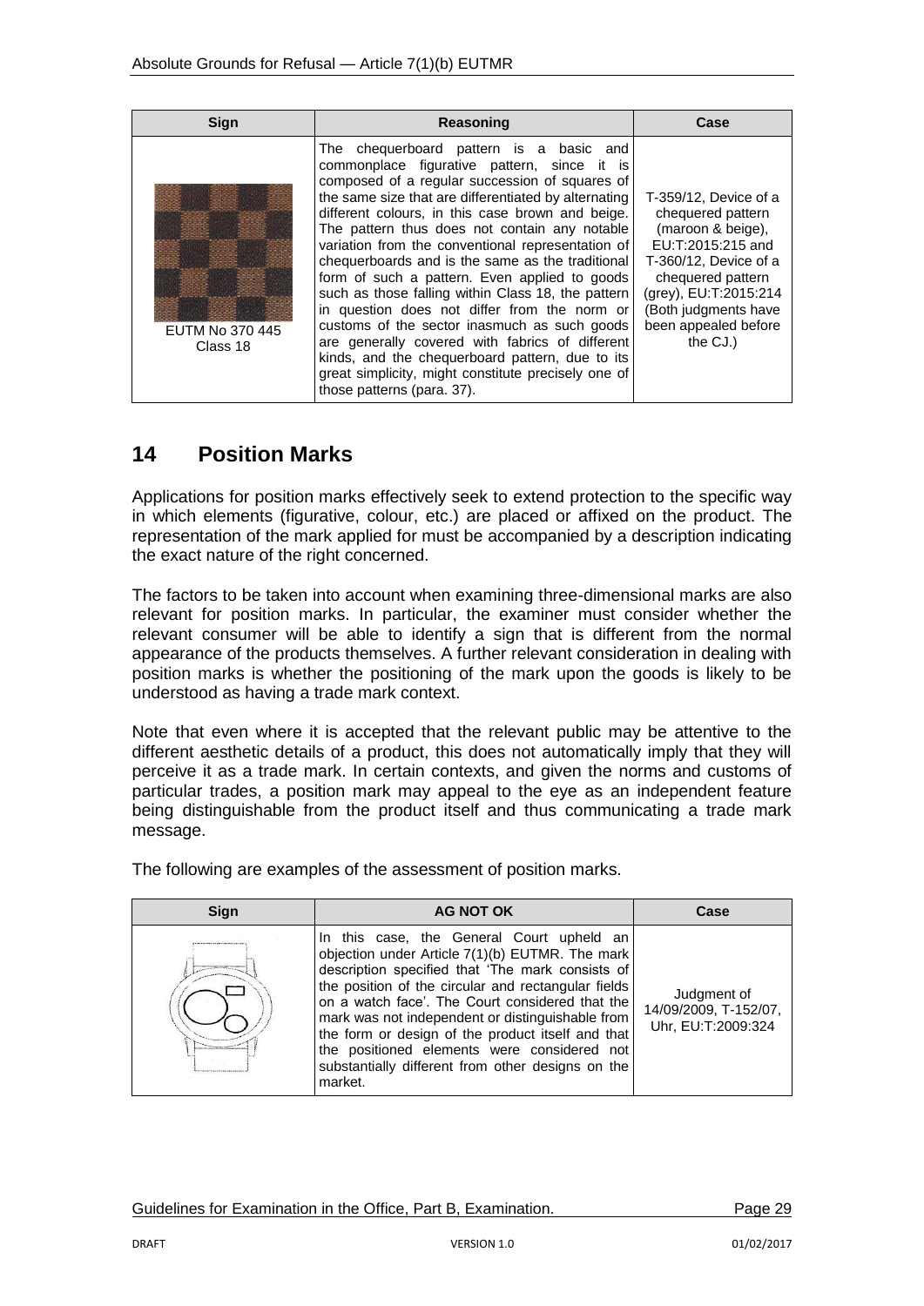| Sign | Reasoning | Case |
|---|---|---|
| EUTM No 370 445<br>Class 18 | The chequerboard pattern is a basic and commonplace figurative pattern, since it is composed of a regular succession of squares of the same size that are differentiated by alternating different colours, in this case brown and beige. The pattern thus does not contain any notable variation from the conventional representation of chequerboards and is the same as the traditional form of such a pattern. Even applied to goods such as those falling within Class 18, the pattern in question does not differ from the norm or customs of the sector inasmuch as such goods are generally covered with fabrics of different kinds, and the chequerboard pattern, due to its great simplicity, might constitute precisely one of those patterns (para. 37). | T-359/12, Device of a chequered pattern (maroon & beige), EU:T:2015:215 and T-360/12, Device of a chequered pattern (grey), EU:T:2015:214 (Both judgments have been appealed before the CJ.) |

## 14 Position Marks

Applications for position marks effectively seek to extend protection to the specific way in which elements (figurative, colour, etc.) are placed or affixed on the product. The representation of the mark applied for must be accompanied by a description indicating the exact nature of the right concerned.

The factors to be taken into account when examining three-dimensional marks are also relevant for position marks. In particular, the examiner must consider whether the relevant consumer will be able to identify a sign that is different from the normal appearance of the products themselves. A further relevant consideration in dealing with position marks is whether the positioning of the mark upon the goods is likely to be understood as having a trade mark context.

Note that even where it is accepted that the relevant public may be attentive to the different aesthetic details of a product, this does not automatically imply that they will perceive it as a trade mark. In certain contexts, and given the norms and customs of particular trades, a position mark may appeal to the eye as an independent feature being distinguishable from the product itself and thus communicating a trade mark message.

The following are examples of the assessment of position marks.

| Sign | AG NOT OK | Case |
|---|---|---|
| | In this case, the General Court upheld an objection under Article 7(1)(b) EUTMR. The mark description specified that 'The mark consists of the position of the circular and rectangular fields on a watch face'. The Court considered that the mark was not independent or distinguishable from the form or design of the product itself and that the positioned elements were considered not substantially different from other designs on the market. | Judgment of 14/09/2009, T-152/07, Uhr, EU:T:2009:324 |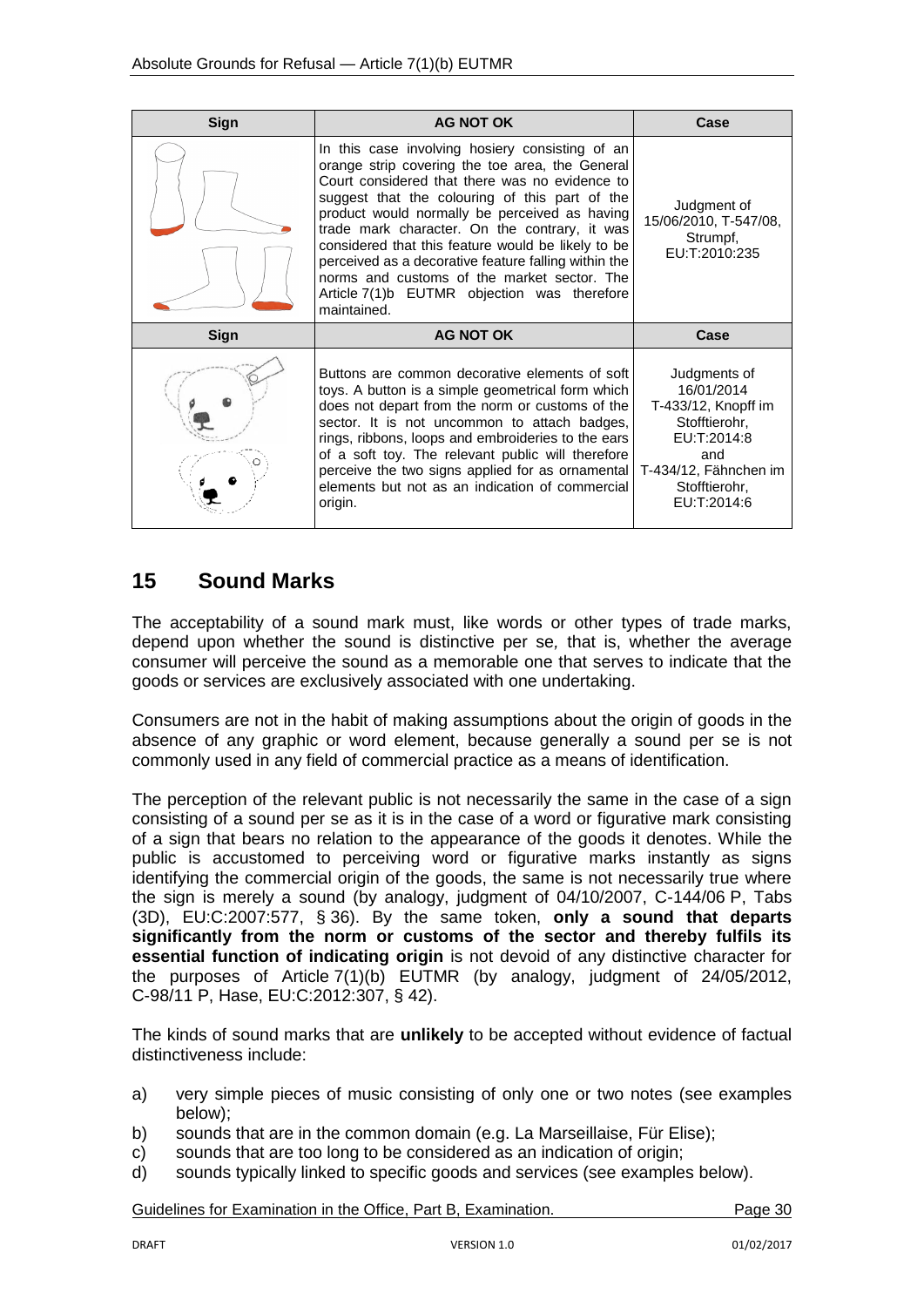| Sign | AG NOT OK | Case |
|---|---|---|
| | In this case involving hosiery consisting of an orange strip covering the toe area, the General Court considered that there was no evidence to suggest that the colouring of this part of the product would normally be perceived as having trade mark character. On the contrary, it was considered that this feature would be likely to be perceived as a decorative feature falling within the norms and customs of the market sector. The Article 7(1)b EUTMR objection was therefore maintained. | Judgment of 15/06/2010, T-547/08, Strumpf, EU:T:2010:235 |

| Sign | AG NOT OK | Case |
|---|---|---|
| | Buttons are common decorative elements of soft toys. A button is a simple geometrical form which does not depart from the norm or customs of the sector. It is not uncommon to attach badges, rings, ribbons, loops and embroideries to the ears of a soft toy. The relevant public will therefore perceive the two signs applied for as ornamental elements but not as an indication of commercial origin. | Judgments of 16/01/2014 T-433/12, Knopff im Stofftierohr, EU:T:2014:8 and T-434/12, Fähnchen im Stofftierohr, EU:T:2014:6 |

## 15 Sound Marks

The acceptability of a sound mark must, like words or other types of trade marks, depend upon whether the sound is distinctive per se, that is, whether the average consumer will perceive the sound as a memorable one that serves to indicate that the goods or services are exclusively associated with one undertaking.

Consumers are not in the habit of making assumptions about the origin of goods in the absence of any graphic or word element, because generally a sound per se is not commonly used in any field of commercial practice as a means of identification.

The perception of the relevant public is not necessarily the same in the case of a sign consisting of a sound per se as it is in the case of a word or figurative mark consisting of a sign that bears no relation to the appearance of the goods it denotes. While the public is accustomed to perceiving word or figurative marks instantly as signs identifying the commercial origin of the goods, the same is not necessarily true where the sign is merely a sound (by analogy, judgment of 04/10/2007, C-144/06 P, Tabs (3D), EU:C:2007:577, § 36). By the same token, **only a sound that departs significantly from the norm or customs of the sector and thereby fulfils its essential function of indicating origin** is not devoid of any distinctive character for the purposes of Article 7(1)(b) EUTMR (by analogy, judgment of 24/05/2012, C-98/11 P, Hase, EU:C:2012:307, § 42).

The kinds of sound marks that are **unlikely** to be accepted without evidence of factual distinctiveness include:

a) very simple pieces of music consisting of only one or two notes (see examples below);
b) sounds that are in the common domain (e.g. La Marseillaise, Für Elise);
c) sounds that are too long to be considered as an indication of origin;
d) sounds typically linked to specific goods and services (see examples below).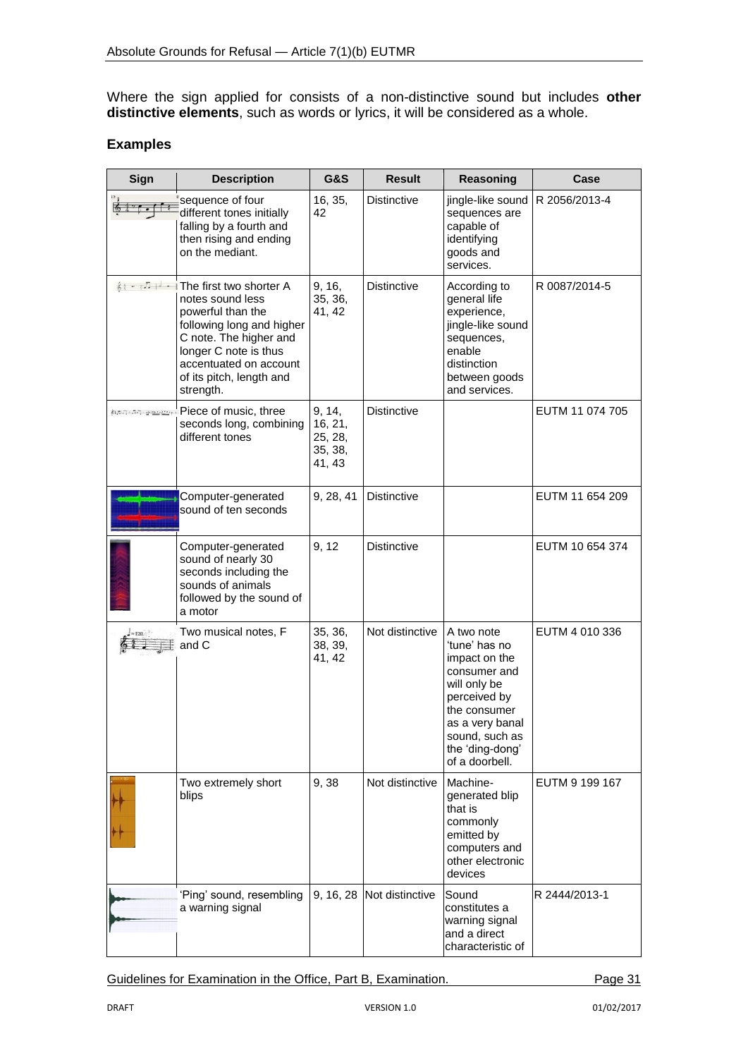Where the sign applied for consists of a non-distinctive sound but includes **other distinctive elements**, such as words or lyrics, it will be considered as a whole.

**Examples**

| Sign | Description | G&S | Result | Reasoning | Case |
|---|---|---|---|---|---|
| | sequence of four different tones initially falling by a fourth and then rising and ending on the mediant. | 16, 35, 42 | Distinctive | jingle-like sound sequences are capable of identifying goods and services. | R 2056/2013-4 |
| | The first two shorter A notes sound less powerful than the following long and higher C note. The higher and longer C note is thus accentuated on account of its pitch, length and strength. | 9, 16, 35, 36, 41, 42 | Distinctive | According to general life experience, jingle-like sound sequences, enable distinction between goods and services. | R 0087/2014-5 |
| | Piece of music, three seconds long, combining different tones | 9, 14, 16, 21, 25, 28, 35, 38, 41, 43 | Distinctive | | EUTM 11 074 705 |
| | Computer-generated sound of ten seconds | 9, 28, 41 | Distinctive | | EUTM 11 654 209 |
| | Computer-generated sound of nearly 30 seconds including the sounds of animals followed by the sound of a motor | 9, 12 | Distinctive | | EUTM 10 654 374 |
| | Two musical notes, F and C | 35, 36, 38, 39, 41, 42 | Not distinctive | A two note 'tune' has no impact on the consumer and will only be perceived by the consumer as a very banal sound, such as the 'ding-dong' of a doorbell. | EUTM 4 010 336 |
| | Two extremely short blips | 9, 38 | Not distinctive | Machine-generated blip that is commonly emitted by computers and other electronic devices | EUTM 9 199 167 |
| | 'Ping' sound, resembling a warning signal | 9, 16, 28 | Not distinctive | Sound constitutes a warning signal and a direct characteristic of | R 2444/2013-1 |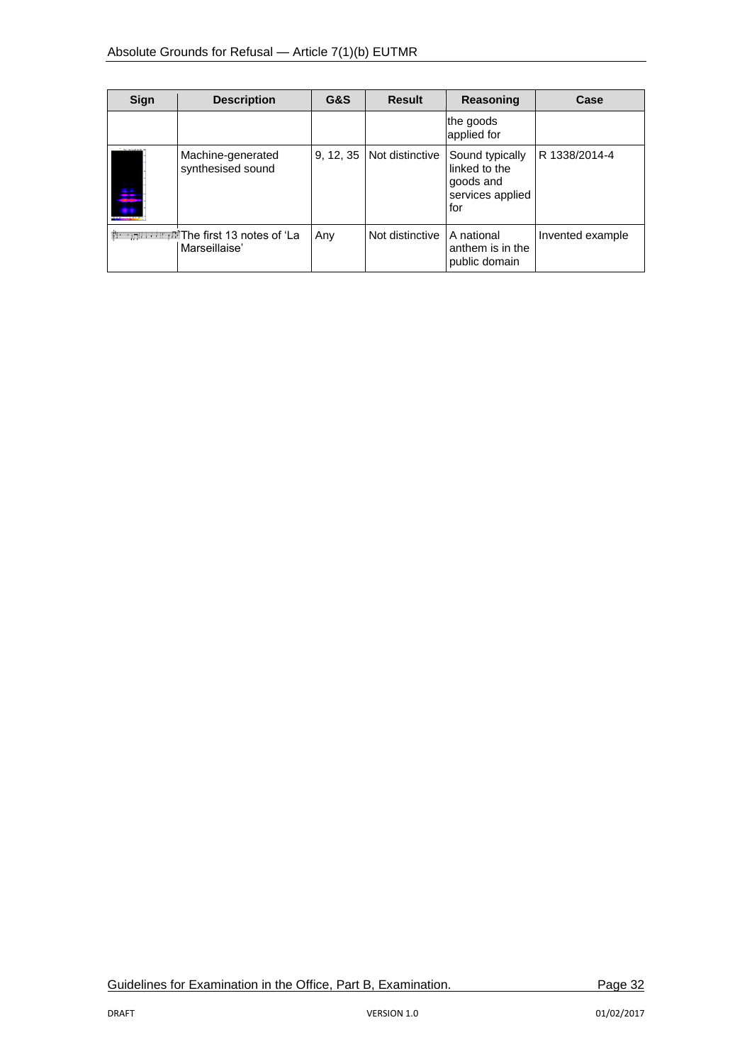| Sign | Description | G&S | Result | Reasoning | Case |
|---|---|---|---|---|---|
| | | | | the goods applied for | |
| | Machine-generated synthesised sound | 9, 12, 35 | Not distinctive | Sound typically linked to the goods and services applied for | R 1338/2014-4 |
| | The first 13 notes of 'La Marseillaise' | Any | Not distinctive | A national anthem is in the public domain | Invented example |